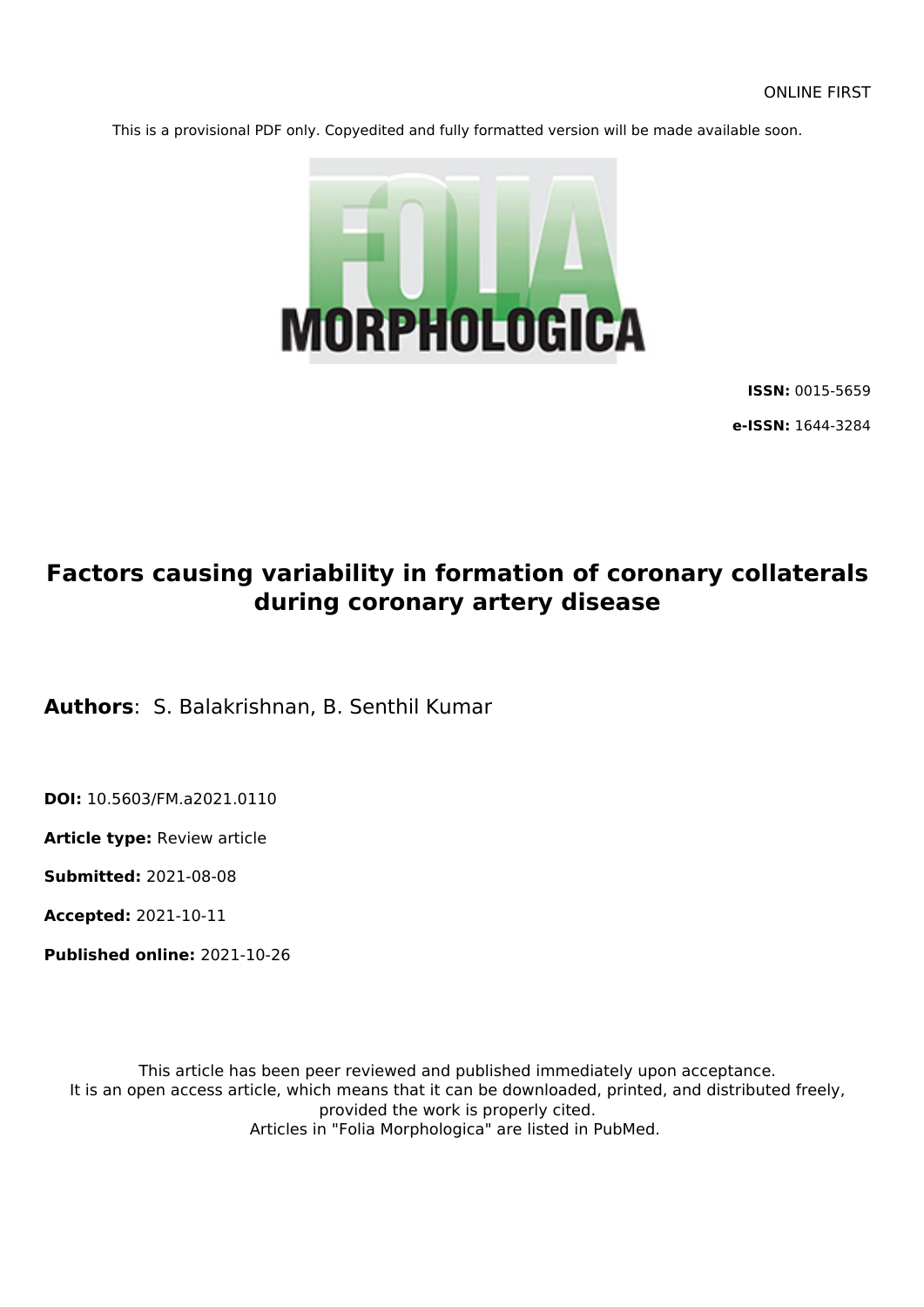ONLINE FIRST

This is a provisional PDF only. Copyedited and fully formatted version will be made available soon.

FOLIA MORPHOLOGICA

**ISSN:** 0015-5659

**e-ISSN:** 1644-3284

# Factors causing variability in formation of coronary collaterals during coronary artery disease

**Authors**: S. Balakrishnan, B. Senthil Kumar

**DOI:** 10.5603/FM.a2021.0110

**Article type:** Review article

**Submitted:** 2021-08-08

**Accepted:** 2021-10-11

**Published online:** 2021-10-26

This article has been peer reviewed and published immediately upon acceptance.
It is an open access article, which means that it can be downloaded, printed, and distributed freely, provided the work is properly cited.
Articles in "Folia Morphologica" are listed in PubMed.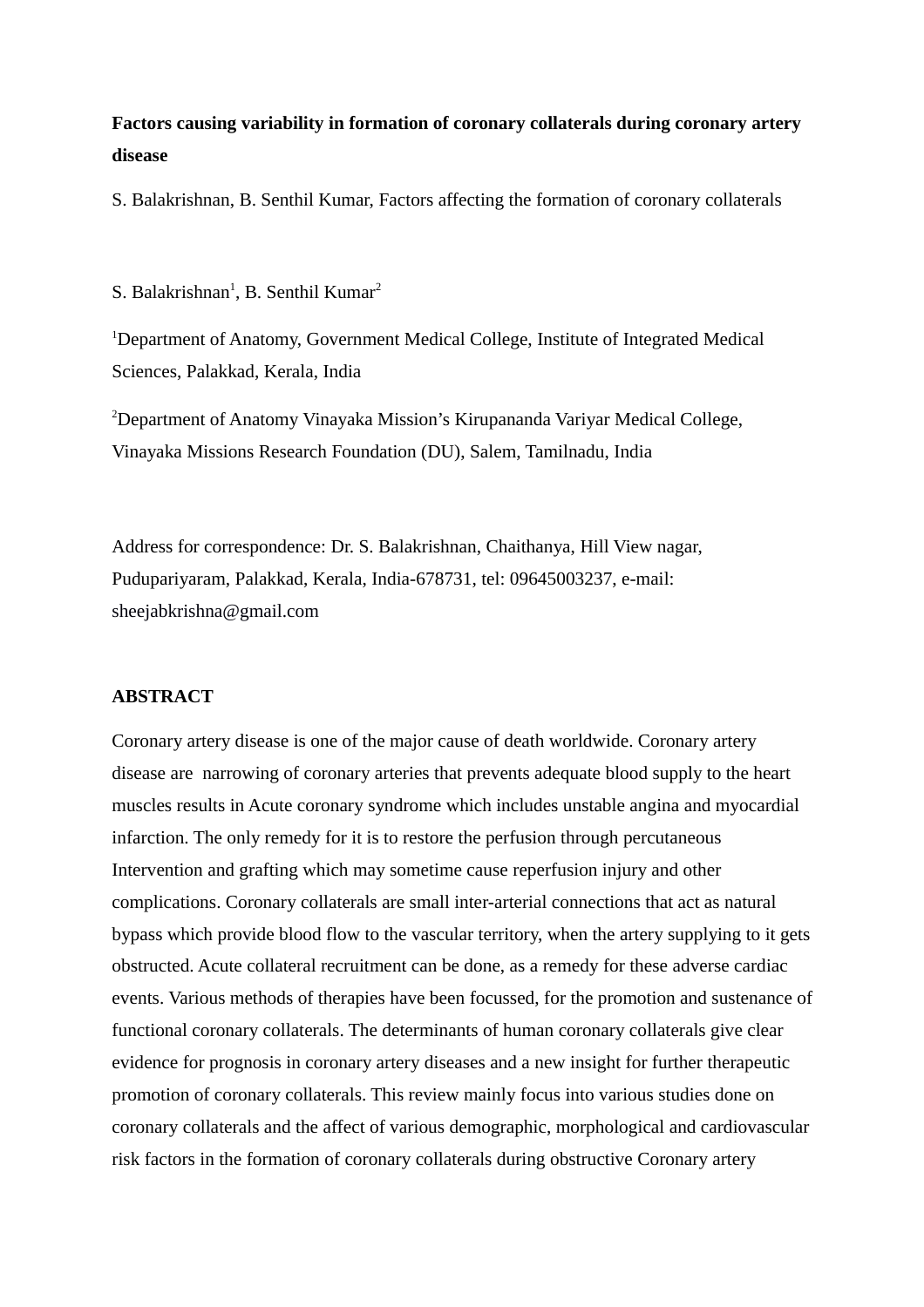**Factors causing variability in formation of coronary collaterals during coronary artery disease**

S. Balakrishnan, B. Senthil Kumar, Factors affecting the formation of coronary collaterals

S. Balakrishnan[1], B. Senthil Kumar[2]

[1]Department of Anatomy, Government Medical College, Institute of Integrated Medical Sciences, Palakkad, Kerala, India

[2]Department of Anatomy Vinayaka Mission's Kirupananda Variyar Medical College, Vinayaka Missions Research Foundation (DU), Salem, Tamilnadu, India

Address for correspondence: Dr. S. Balakrishnan, Chaithanya, Hill View nagar, Pudupariyaram, Palakkad, Kerala, India-678731, tel: 09645003237, e-mail: sheejabkrishna@gmail.com

## ABSTRACT

Coronary artery disease is one of the major cause of death worldwide. Coronary artery disease are narrowing of coronary arteries that prevents adequate blood supply to the heart muscles results in Acute coronary syndrome which includes unstable angina and myocardial infarction. The only remedy for it is to restore the perfusion through percutaneous Intervention and grafting which may sometime cause reperfusion injury and other complications. Coronary collaterals are small inter-arterial connections that act as natural bypass which provide blood flow to the vascular territory, when the artery supplying to it gets obstructed. Acute collateral recruitment can be done, as a remedy for these adverse cardiac events. Various methods of therapies have been focussed, for the promotion and sustenance of functional coronary collaterals. The determinants of human coronary collaterals give clear evidence for prognosis in coronary artery diseases and a new insight for further therapeutic promotion of coronary collaterals. This review mainly focus into various studies done on coronary collaterals and the affect of various demographic, morphological and cardiovascular risk factors in the formation of coronary collaterals during obstructive Coronary artery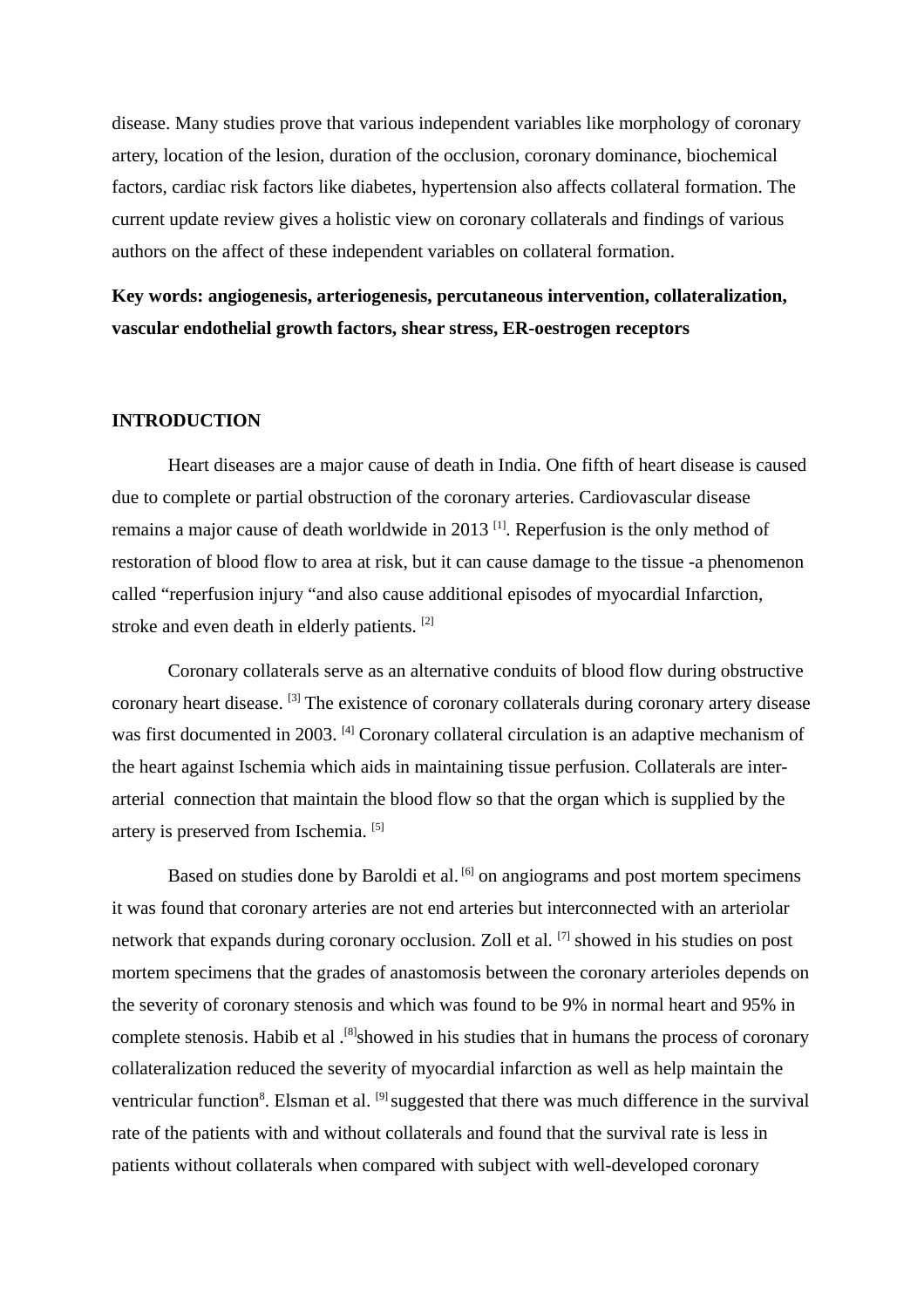disease. Many studies prove that various independent variables like morphology of coronary artery, location of the lesion, duration of the occlusion, coronary dominance, biochemical factors, cardiac risk factors like diabetes, hypertension also affects collateral formation. The current update review gives a holistic view on coronary collaterals and findings of various authors on the affect of these independent variables on collateral formation.

**Key words: angiogenesis, arteriogenesis, percutaneous intervention, collateralization, vascular endothelial growth factors, shear stress, ER-oestrogen receptors**

## INTRODUCTION

Heart diseases are a major cause of death in India. One fifth of heart disease is caused due to complete or partial obstruction of the coronary arteries. Cardiovascular disease remains a major cause of death worldwide in 2013 [1]. Reperfusion is the only method of restoration of blood flow to area at risk, but it can cause damage to the tissue -a phenomenon called "reperfusion injury "and also cause additional episodes of myocardial Infarction, stroke and even death in elderly patients. [2]

Coronary collaterals serve as an alternative conduits of blood flow during obstructive coronary heart disease. [3] The existence of coronary collaterals during coronary artery disease was first documented in 2003. [4] Coronary collateral circulation is an adaptive mechanism of the heart against Ischemia which aids in maintaining tissue perfusion. Collaterals are inter-arterial connection that maintain the blood flow so that the organ which is supplied by the artery is preserved from Ischemia. [5]

Based on studies done by Baroldi et al. [6] on angiograms and post mortem specimens it was found that coronary arteries are not end arteries but interconnected with an arteriolar network that expands during coronary occlusion. Zoll et al. [7] showed in his studies on post mortem specimens that the grades of anastomosis between the coronary arterioles depends on the severity of coronary stenosis and which was found to be 9% in normal heart and 95% in complete stenosis. Habib et al .[8]showed in his studies that in humans the process of coronary collateralization reduced the severity of myocardial infarction as well as help maintain the ventricular function[8]. Elsman et al. [9] suggested that there was much difference in the survival rate of the patients with and without collaterals and found that the survival rate is less in patients without collaterals when compared with subject with well-developed coronary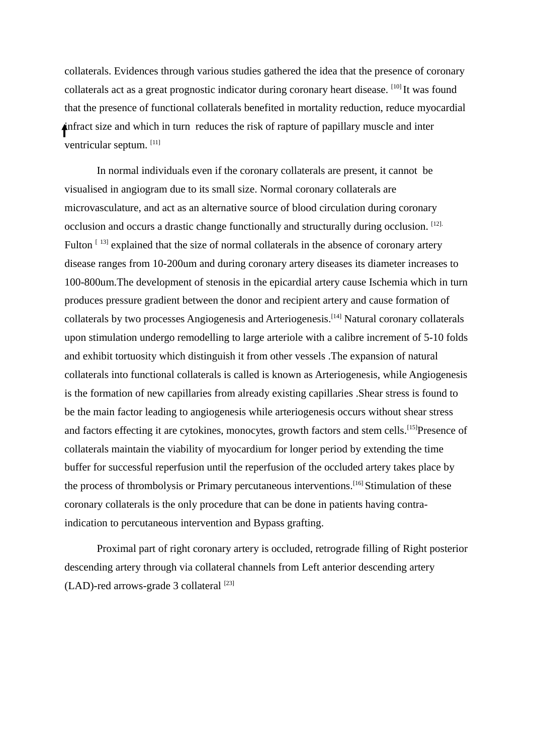collaterals. Evidences through various studies gathered the idea that the presence of coronary collaterals act as a great prognostic indicator during coronary heart disease. [10] It was found that the presence of functional collaterals benefited in mortality reduction, reduce myocardial infract size and which in turn reduces the risk of rapture of papillary muscle and inter ventricular septum. [11]

In normal individuals even if the coronary collaterals are present, it cannot be visualised in angiogram due to its small size. Normal coronary collaterals are microvasculature, and act as an alternative source of blood circulation during coronary occlusion and occurs a drastic change functionally and structurally during occlusion. [12]. Fulton [13] explained that the size of normal collaterals in the absence of coronary artery disease ranges from 10-200um and during coronary artery diseases its diameter increases to 100-800um.The development of stenosis in the epicardial artery cause Ischemia which in turn produces pressure gradient between the donor and recipient artery and cause formation of collaterals by two processes Angiogenesis and Arteriogenesis.[14] Natural coronary collaterals upon stimulation undergo remodelling to large arteriole with a calibre increment of 5-10 folds and exhibit tortuosity which distinguish it from other vessels .The expansion of natural collaterals into functional collaterals is called is known as Arteriogenesis, while Angiogenesis is the formation of new capillaries from already existing capillaries .Shear stress is found to be the main factor leading to angiogenesis while arteriogenesis occurs without shear stress and factors effecting it are cytokines, monocytes, growth factors and stem cells.[15]Presence of collaterals maintain the viability of myocardium for longer period by extending the time buffer for successful reperfusion until the reperfusion of the occluded artery takes place by the process of thrombolysis or Primary percutaneous interventions.[16] Stimulation of these coronary collaterals is the only procedure that can be done in patients having contra-indication to percutaneous intervention and Bypass grafting.

Proximal part of right coronary artery is occluded, retrograde filling of Right posterior descending artery through via collateral channels from Left anterior descending artery (LAD)-red arrows-grade 3 collateral [23]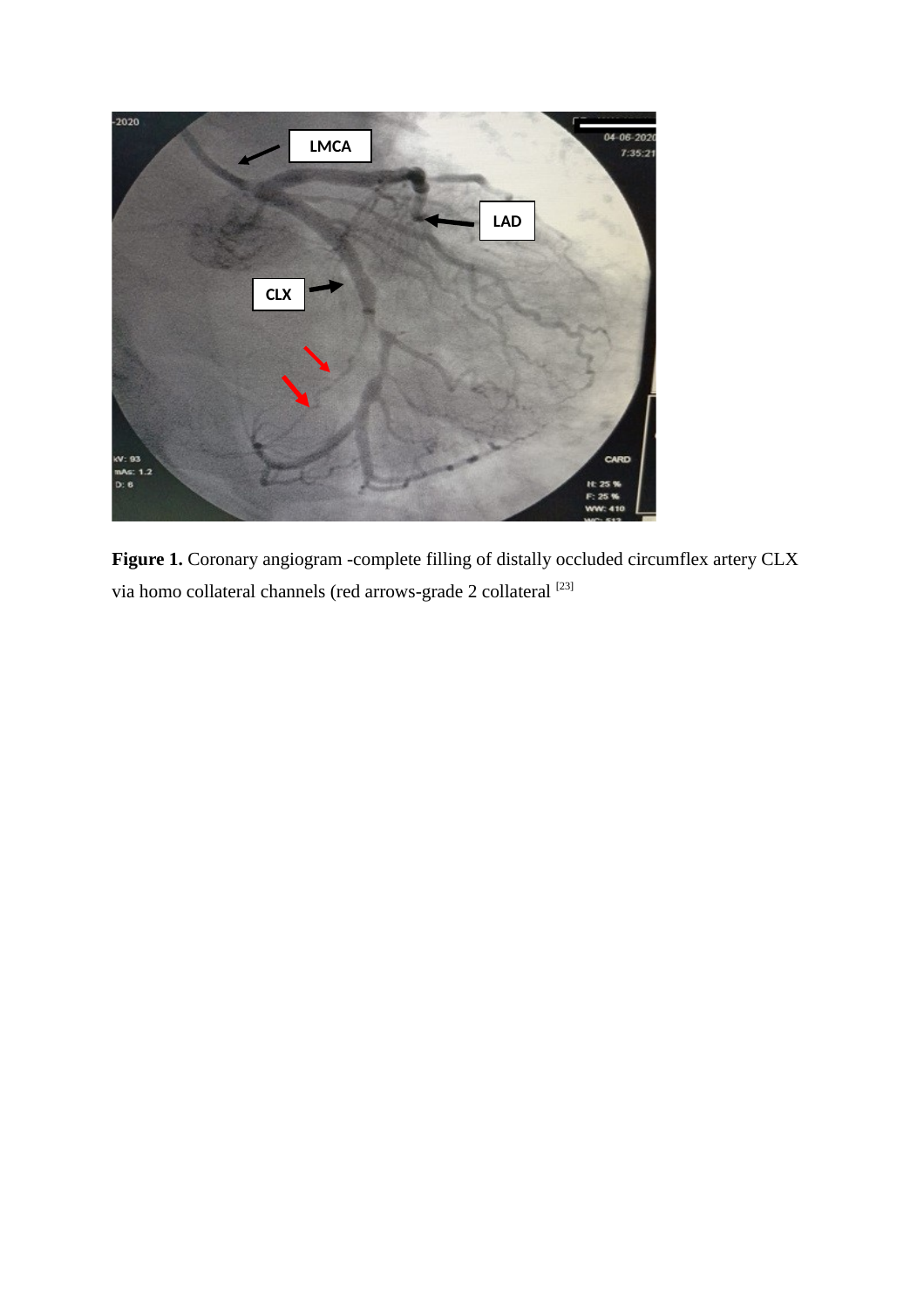**Figure 1.** Coronary angiogram -complete filling of distally occluded circumflex artery CLX via homo collateral channels (red arrows-grade 2 collateral [23]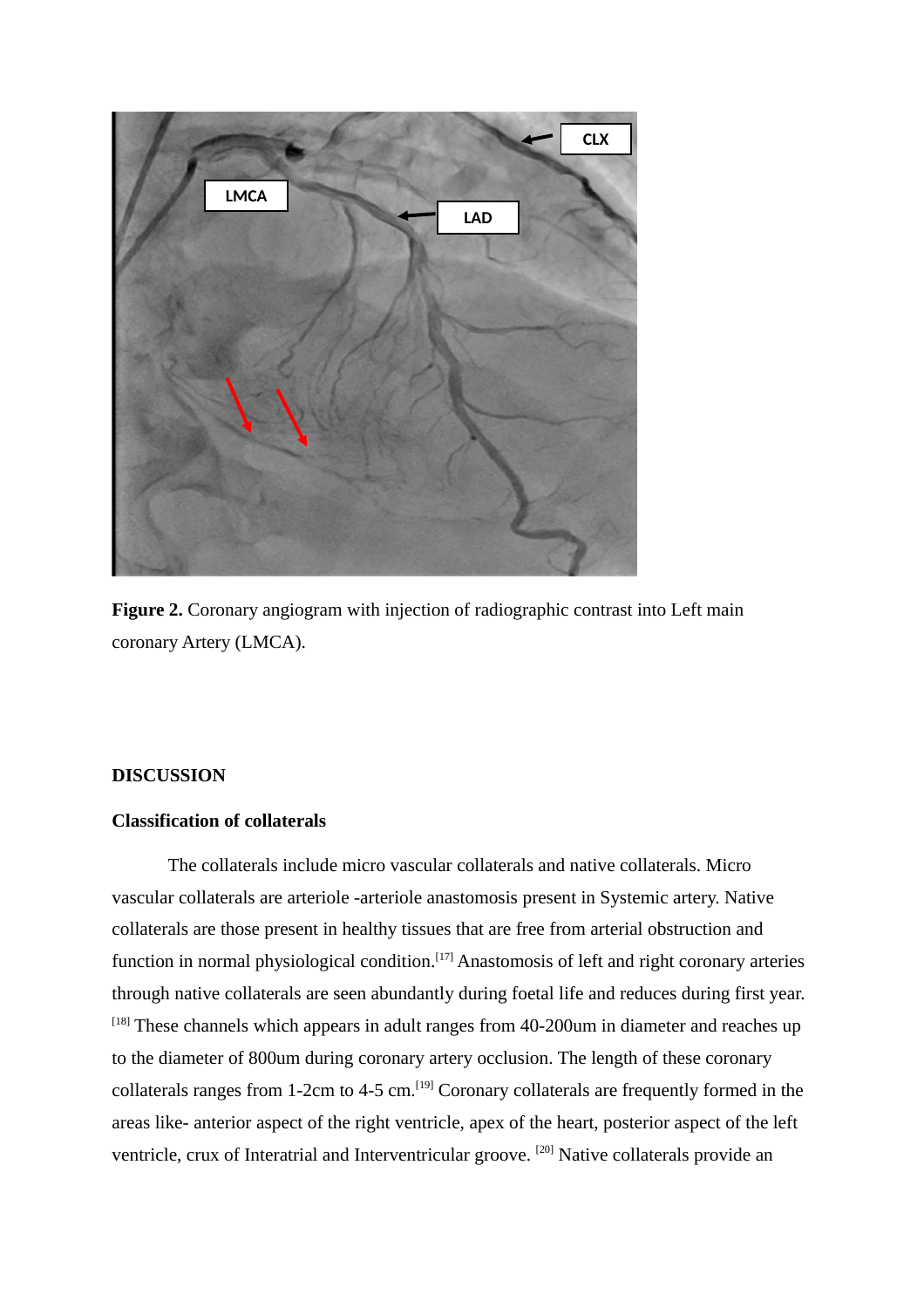**Figure 2.** Coronary angiogram with injection of radiographic contrast into Left main coronary Artery (LMCA).

## DISCUSSION

### Classification of collaterals

The collaterals include micro vascular collaterals and native collaterals. Micro vascular collaterals are arteriole -arteriole anastomosis present in Systemic artery. Native collaterals are those present in healthy tissues that are free from arterial obstruction and function in normal physiological condition.[17] Anastomosis of left and right coronary arteries through native collaterals are seen abundantly during foetal life and reduces during first year.[18] These channels which appears in adult ranges from 40-200um in diameter and reaches up to the diameter of 800um during coronary artery occlusion. The length of these coronary collaterals ranges from 1-2cm to 4-5 cm.[19] Coronary collaterals are frequently formed in the areas like- anterior aspect of the right ventricle, apex of the heart, posterior aspect of the left ventricle, crux of Interatrial and Interventricular groove. [20] Native collaterals provide an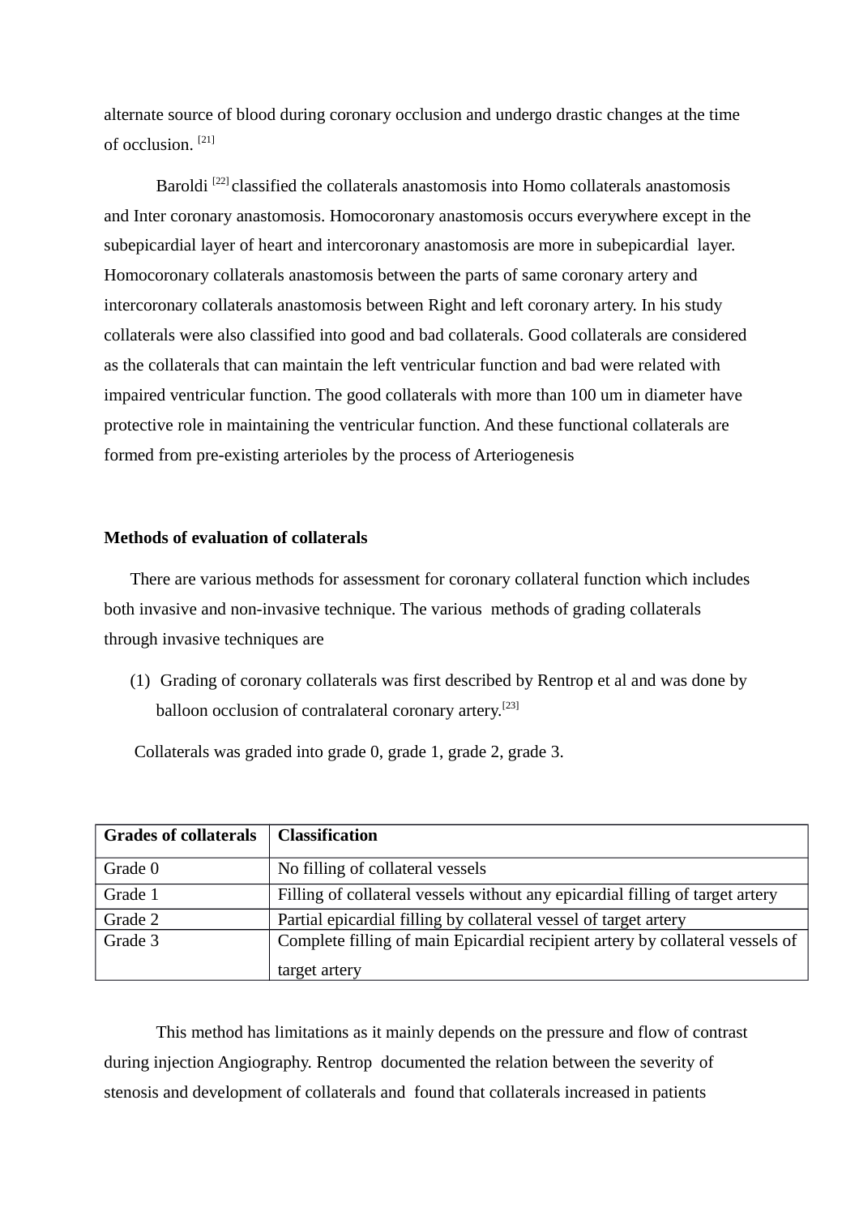alternate source of blood during coronary occlusion and undergo drastic changes at the time of occlusion. [21]

Baroldi [22] classified the collaterals anastomosis into Homo collaterals anastomosis and Inter coronary anastomosis. Homocoronary anastomosis occurs everywhere except in the subepicardial layer of heart and intercoronary anastomosis are more in subepicardial layer. Homocoronary collaterals anastomosis between the parts of same coronary artery and intercoronary collaterals anastomosis between Right and left coronary artery. In his study collaterals were also classified into good and bad collaterals. Good collaterals are considered as the collaterals that can maintain the left ventricular function and bad were related with impaired ventricular function. The good collaterals with more than 100 um in diameter have protective role in maintaining the ventricular function. And these functional collaterals are formed from pre-existing arterioles by the process of Arteriogenesis

**Methods of evaluation of collaterals**

There are various methods for assessment for coronary collateral function which includes both invasive and non-invasive technique. The various methods of grading collaterals through invasive techniques are

(1) Grading of coronary collaterals was first described by Rentrop et al and was done by balloon occlusion of contralateral coronary artery.[23]

Collaterals was graded into grade 0, grade 1, grade 2, grade 3.

| **Grades of collaterals** | **Classification** |
| --- | --- |
| Grade 0 | No filling of collateral vessels |
| Grade 1 | Filling of collateral vessels without any epicardial filling of target artery |
| Grade 2 | Partial epicardial filling by collateral vessel of target artery |
| Grade 3 | Complete filling of main Epicardial recipient artery by collateral vessels of target artery |

This method has limitations as it mainly depends on the pressure and flow of contrast during injection Angiography. Rentrop documented the relation between the severity of stenosis and development of collaterals and found that collaterals increased in patients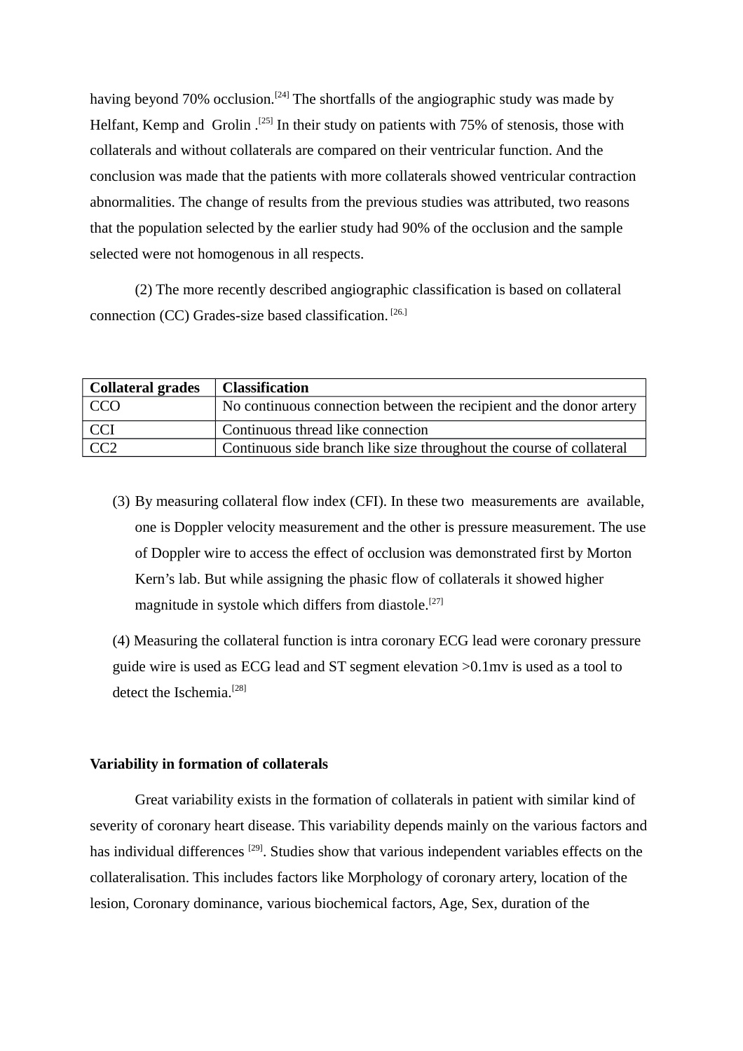having beyond 70% occlusion.[24] The shortfalls of the angiographic study was made by Helfant, Kemp and Grolin .[25] In their study on patients with 75% of stenosis, those with collaterals and without collaterals are compared on their ventricular function. And the conclusion was made that the patients with more collaterals showed ventricular contraction abnormalities. The change of results from the previous studies was attributed, two reasons that the population selected by the earlier study had 90% of the occlusion and the sample selected were not homogenous in all respects.

(2) The more recently described angiographic classification is based on collateral connection (CC) Grades-size based classification. [26.]

| **Collateral grades** | **Classification** |
|---|---|
| CCO | No continuous connection between the recipient and the donor artery |
| CCI | Continuous thread like connection |
| CC2 | Continuous side branch like size throughout the course of collateral |

(3) By measuring collateral flow index (CFI). In these two measurements are available, one is Doppler velocity measurement and the other is pressure measurement. The use of Doppler wire to access the effect of occlusion was demonstrated first by Morton Kern's lab. But while assigning the phasic flow of collaterals it showed higher magnitude in systole which differs from diastole.[27]

(4) Measuring the collateral function is intra coronary ECG lead were coronary pressure guide wire is used as ECG lead and ST segment elevation >0.1mv is used as a tool to detect the Ischemia.[28]

**Variability in formation of collaterals**

Great variability exists in the formation of collaterals in patient with similar kind of severity of coronary heart disease. This variability depends mainly on the various factors and has individual differences [29]. Studies show that various independent variables effects on the collateralisation. This includes factors like Morphology of coronary artery, location of the lesion, Coronary dominance, various biochemical factors, Age, Sex, duration of the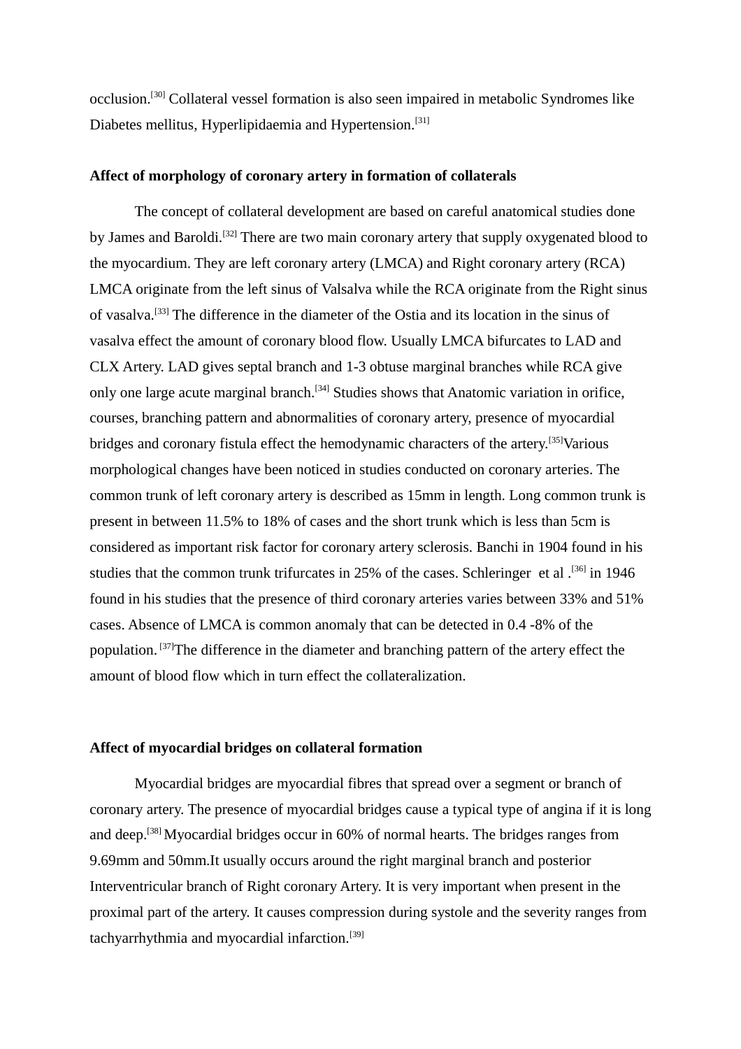occlusion.[30] Collateral vessel formation is also seen impaired in metabolic Syndromes like Diabetes mellitus, Hyperlipidaemia and Hypertension.[31]

**Affect of morphology of coronary artery in formation of collaterals**

The concept of collateral development are based on careful anatomical studies done by James and Baroldi.[32] There are two main coronary artery that supply oxygenated blood to the myocardium. They are left coronary artery (LMCA) and Right coronary artery (RCA) LMCA originate from the left sinus of Valsalva while the RCA originate from the Right sinus of vasalva.[33] The difference in the diameter of the Ostia and its location in the sinus of vasalva effect the amount of coronary blood flow. Usually LMCA bifurcates to LAD and CLX Artery. LAD gives septal branch and 1-3 obtuse marginal branches while RCA give only one large acute marginal branch.[34] Studies shows that Anatomic variation in orifice, courses, branching pattern and abnormalities of coronary artery, presence of myocardial bridges and coronary fistula effect the hemodynamic characters of the artery.[35]Various morphological changes have been noticed in studies conducted on coronary arteries. The common trunk of left coronary artery is described as 15mm in length. Long common trunk is present in between 11.5% to 18% of cases and the short trunk which is less than 5cm is considered as important risk factor for coronary artery sclerosis. Banchi in 1904 found in his studies that the common trunk trifurcates in 25% of the cases. Schleringer et al .[36] in 1946 found in his studies that the presence of third coronary arteries varies between 33% and 51% cases. Absence of LMCA is common anomaly that can be detected in 0.4 -8% of the population. [37]The difference in the diameter and branching pattern of the artery effect the amount of blood flow which in turn effect the collateralization.

**Affect of myocardial bridges on collateral formation**

Myocardial bridges are myocardial fibres that spread over a segment or branch of coronary artery. The presence of myocardial bridges cause a typical type of angina if it is long and deep.[38] Myocardial bridges occur in 60% of normal hearts. The bridges ranges from 9.69mm and 50mm.It usually occurs around the right marginal branch and posterior Interventricular branch of Right coronary Artery. It is very important when present in the proximal part of the artery. It causes compression during systole and the severity ranges from tachyarrhythmia and myocardial infarction.[39]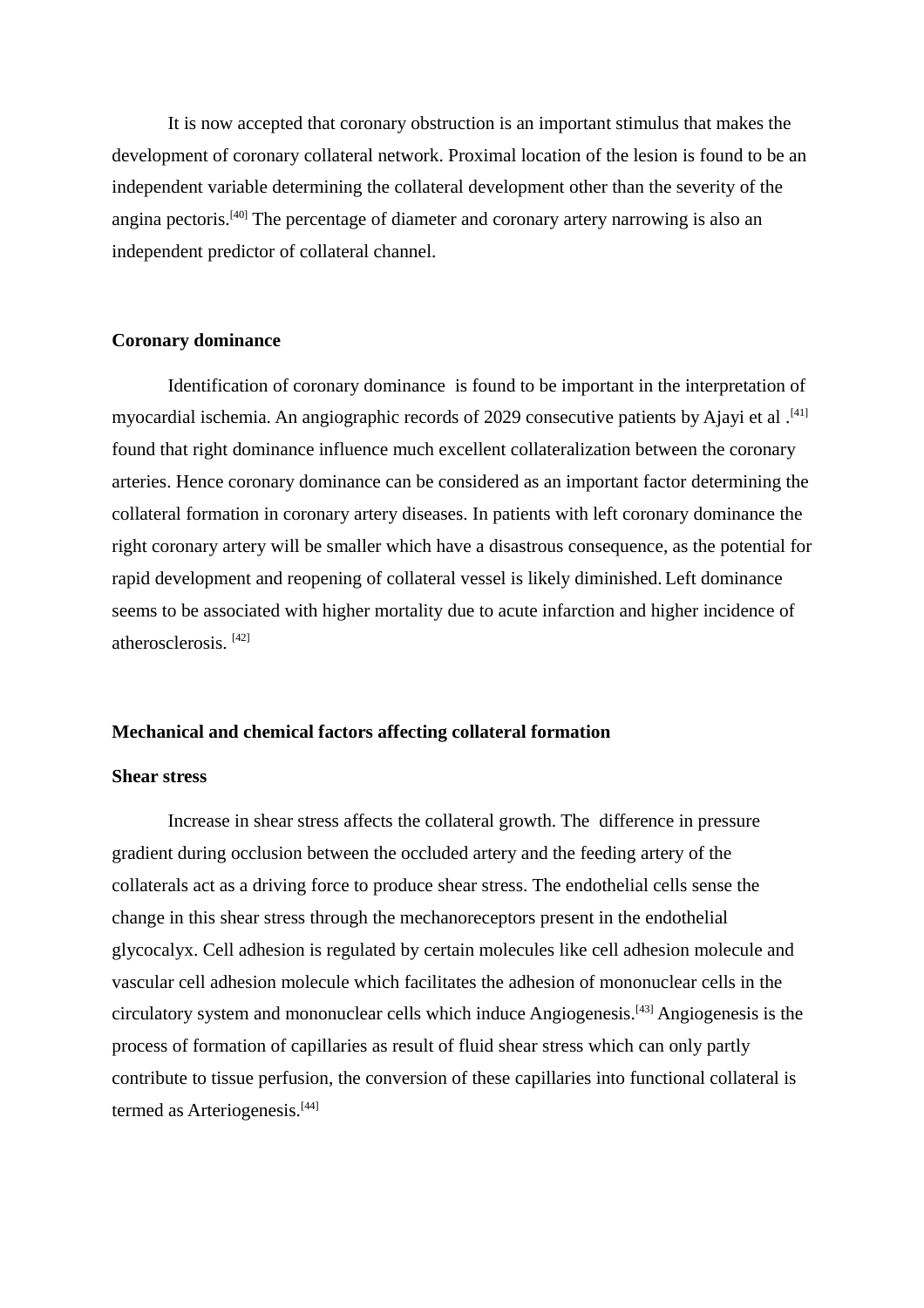It is now accepted that coronary obstruction is an important stimulus that makes the development of coronary collateral network. Proximal location of the lesion is found to be an independent variable determining the collateral development other than the severity of the angina pectoris.[40] The percentage of diameter and coronary artery narrowing is also an independent predictor of collateral channel.

**Coronary dominance**

Identification of coronary dominance is found to be important in the interpretation of myocardial ischemia. An angiographic records of 2029 consecutive patients by Ajayi et al .[41] found that right dominance influence much excellent collateralization between the coronary arteries. Hence coronary dominance can be considered as an important factor determining the collateral formation in coronary artery diseases. In patients with left coronary dominance the right coronary artery will be smaller which have a disastrous consequence, as the potential for rapid development and reopening of collateral vessel is likely diminished. Left dominance seems to be associated with higher mortality due to acute infarction and higher incidence of atherosclerosis. [42]

**Mechanical and chemical factors affecting collateral formation**

**Shear stress**

Increase in shear stress affects the collateral growth. The difference in pressure gradient during occlusion between the occluded artery and the feeding artery of the collaterals act as a driving force to produce shear stress. The endothelial cells sense the change in this shear stress through the mechanoreceptors present in the endothelial glycocalyx. Cell adhesion is regulated by certain molecules like cell adhesion molecule and vascular cell adhesion molecule which facilitates the adhesion of mononuclear cells in the circulatory system and mononuclear cells which induce Angiogenesis.[43] Angiogenesis is the process of formation of capillaries as result of fluid shear stress which can only partly contribute to tissue perfusion, the conversion of these capillaries into functional collateral is termed as Arteriogenesis.[44]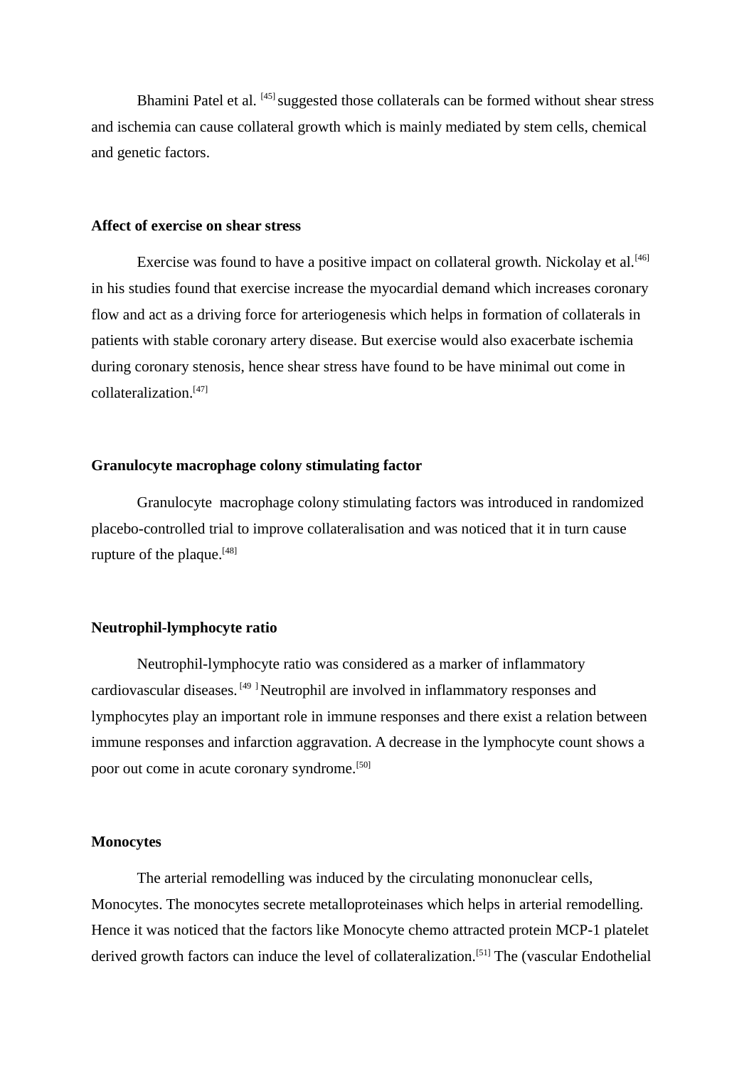Bhamini Patel et al. [45] suggested those collaterals can be formed without shear stress and ischemia can cause collateral growth which is mainly mediated by stem cells, chemical and genetic factors.

**Affect of exercise on shear stress**

Exercise was found to have a positive impact on collateral growth. Nickolay et al.[46] in his studies found that exercise increase the myocardial demand which increases coronary flow and act as a driving force for arteriogenesis which helps in formation of collaterals in patients with stable coronary artery disease. But exercise would also exacerbate ischemia during coronary stenosis, hence shear stress have found to be have minimal out come in collateralization.[47]

**Granulocyte macrophage colony stimulating factor**

Granulocyte macrophage colony stimulating factors was introduced in randomized placebo-controlled trial to improve collateralisation and was noticed that it in turn cause rupture of the plaque.[48]

**Neutrophil-lymphocyte ratio**

Neutrophil-lymphocyte ratio was considered as a marker of inflammatory cardiovascular diseases. [49] Neutrophil are involved in inflammatory responses and lymphocytes play an important role in immune responses and there exist a relation between immune responses and infarction aggravation. A decrease in the lymphocyte count shows a poor out come in acute coronary syndrome.[50]

**Monocytes**

The arterial remodelling was induced by the circulating mononuclear cells, Monocytes. The monocytes secrete metalloproteinases which helps in arterial remodelling. Hence it was noticed that the factors like Monocyte chemo attracted protein MCP-1 platelet derived growth factors can induce the level of collateralization.[51] The (vascular Endothelial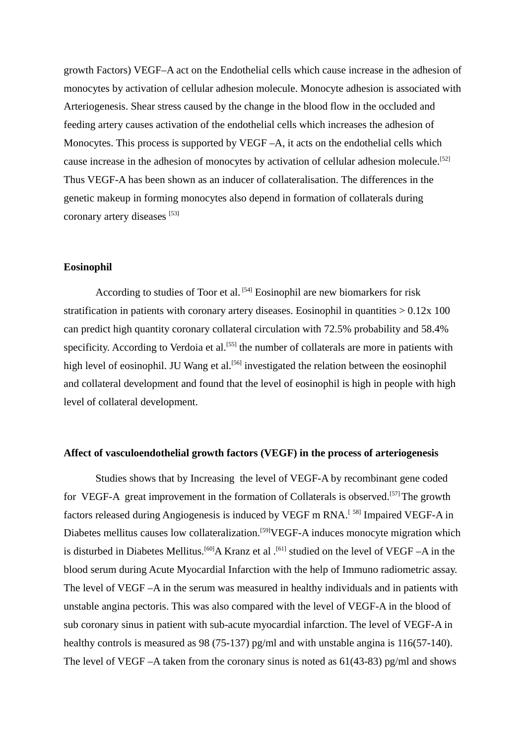growth Factors) VEGF–A act on the Endothelial cells which cause increase in the adhesion of monocytes by activation of cellular adhesion molecule. Monocyte adhesion is associated with Arteriogenesis. Shear stress caused by the change in the blood flow in the occluded and feeding artery causes activation of the endothelial cells which increases the adhesion of Monocytes. This process is supported by VEGF –A, it acts on the endothelial cells which cause increase in the adhesion of monocytes by activation of cellular adhesion molecule.[52] Thus VEGF-A has been shown as an inducer of collateralisation. The differences in the genetic makeup in forming monocytes also depend in formation of collaterals during coronary artery diseases [53]

**Eosinophil**

According to studies of Toor et al. [54] Eosinophil are new biomarkers for risk stratification in patients with coronary artery diseases. Eosinophil in quantities > 0.12x 100 can predict high quantity coronary collateral circulation with 72.5% probability and 58.4% specificity. According to Verdoia et al.[55] the number of collaterals are more in patients with high level of eosinophil. JU Wang et al.[56] investigated the relation between the eosinophil and collateral development and found that the level of eosinophil is high in people with high level of collateral development.

**Affect of vasculoendothelial growth factors (VEGF) in the process of arteriogenesis**

Studies shows that by Increasing the level of VEGF-A by recombinant gene coded for VEGF-A great improvement in the formation of Collaterals is observed.[57] The growth factors released during Angiogenesis is induced by VEGF m RNA.[ 58] Impaired VEGF-A in Diabetes mellitus causes low collateralization.[59]VEGF-A induces monocyte migration which is disturbed in Diabetes Mellitus.[60]A Kranz et al .[61] studied on the level of VEGF –A in the blood serum during Acute Myocardial Infarction with the help of Immuno radiometric assay. The level of VEGF –A in the serum was measured in healthy individuals and in patients with unstable angina pectoris. This was also compared with the level of VEGF-A in the blood of sub coronary sinus in patient with sub-acute myocardial infarction. The level of VEGF-A in healthy controls is measured as 98 (75-137) pg/ml and with unstable angina is 116(57-140). The level of VEGF –A taken from the coronary sinus is noted as 61(43-83) pg/ml and shows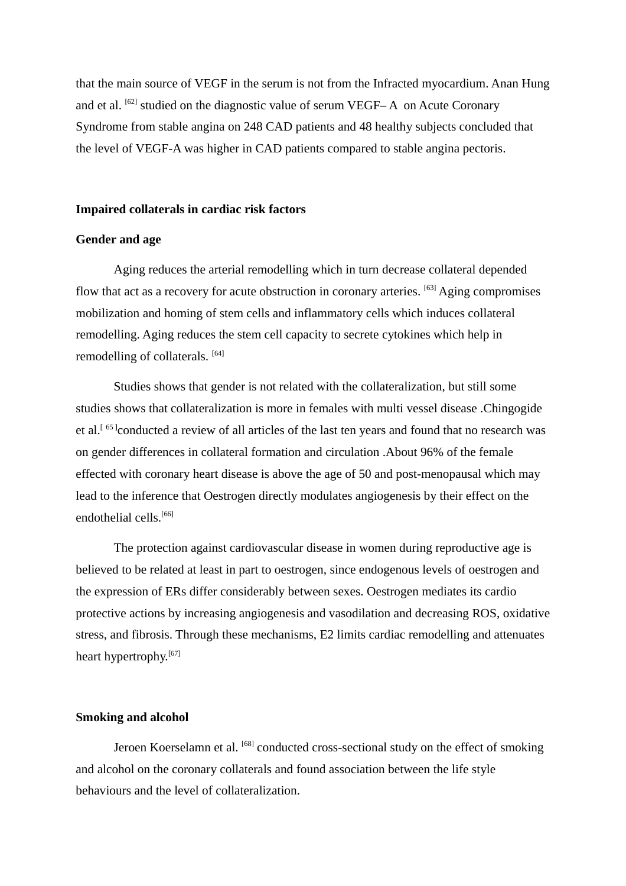that the main source of VEGF in the serum is not from the Infracted myocardium. Anan Hung and et al. [62] studied on the diagnostic value of serum VEGF– A  on Acute Coronary Syndrome from stable angina on 248 CAD patients and 48 healthy subjects concluded that the level of VEGF-A was higher in CAD patients compared to stable angina pectoris.

**Impaired collaterals in cardiac risk factors**

**Gender and age**

Aging reduces the arterial remodelling which in turn decrease collateral depended flow that act as a recovery for acute obstruction in coronary arteries. [63] Aging compromises mobilization and homing of stem cells and inflammatory cells which induces collateral remodelling. Aging reduces the stem cell capacity to secrete cytokines which help in remodelling of collaterals. [64]

Studies shows that gender is not related with the collateralization, but still some studies shows that collateralization is more in females with multi vessel disease .Chingogide et al.[65]conducted a review of all articles of the last ten years and found that no research was on gender differences in collateral formation and circulation .About 96% of the female effected with coronary heart disease is above the age of 50 and post-menopausal which may lead to the inference that Oestrogen directly modulates angiogenesis by their effect on the endothelial cells.[66]

The protection against cardiovascular disease in women during reproductive age is believed to be related at least in part to oestrogen, since endogenous levels of oestrogen and the expression of ERs differ considerably between sexes. Oestrogen mediates its cardio protective actions by increasing angiogenesis and vasodilation and decreasing ROS, oxidative stress, and fibrosis. Through these mechanisms, E2 limits cardiac remodelling and attenuates heart hypertrophy.[67]

**Smoking and alcohol**

Jeroen Koerselamn et al. [68] conducted cross-sectional study on the effect of smoking and alcohol on the coronary collaterals and found association between the life style behaviours and the level of collateralization.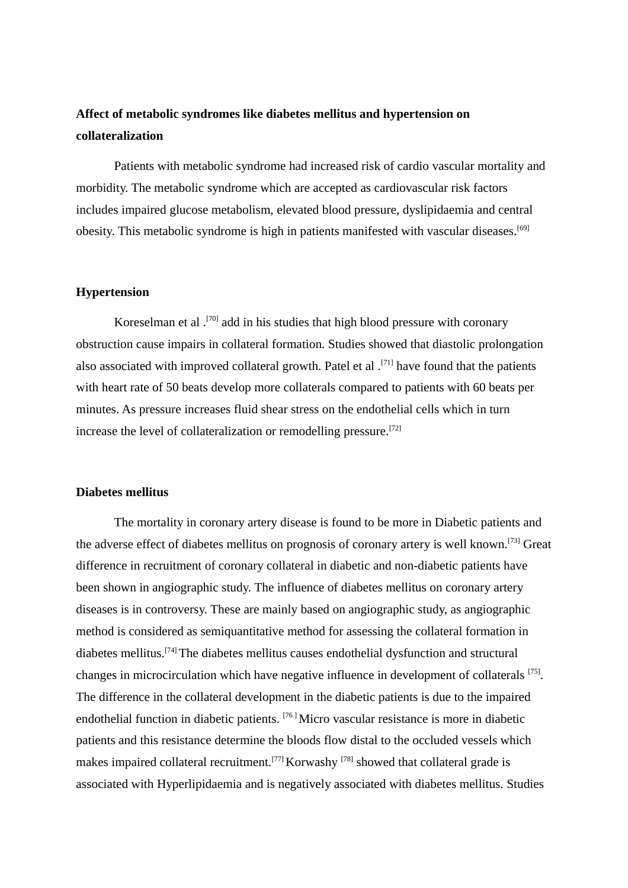**Affect of metabolic syndromes like diabetes mellitus and hypertension on collateralization**

Patients with metabolic syndrome had increased risk of cardio vascular mortality and morbidity. The metabolic syndrome which are accepted as cardiovascular risk factors includes impaired glucose metabolism, elevated blood pressure, dyslipidaemia and central obesity. This metabolic syndrome is high in patients manifested with vascular diseases.[69]

**Hypertension**

Koreselman et al .[70] add in his studies that high blood pressure with coronary obstruction cause impairs in collateral formation. Studies showed that diastolic prolongation also associated with improved collateral growth. Patel et al .[71] have found that the patients with heart rate of 50 beats develop more collaterals compared to patients with 60 beats per minutes. As pressure increases fluid shear stress on the endothelial cells which in turn increase the level of collateralization or remodelling pressure.[72]

**Diabetes mellitus**

The mortality in coronary artery disease is found to be more in Diabetic patients and the adverse effect of diabetes mellitus on prognosis of coronary artery is well known.[73] Great difference in recruitment of coronary collateral in diabetic and non-diabetic patients have been shown in angiographic study. The influence of diabetes mellitus on coronary artery diseases is in controversy. These are mainly based on angiographic study, as angiographic method is considered as semiquantitative method for assessing the collateral formation in diabetes mellitus.[74] The diabetes mellitus causes endothelial dysfunction and structural changes in microcirculation which have negative influence in development of collaterals [75]. The difference in the collateral development in the diabetic patients is due to the impaired endothelial function in diabetic patients. [76] Micro vascular resistance is more in diabetic patients and this resistance determine the bloods flow distal to the occluded vessels which makes impaired collateral recruitment.[77] Korwashy [78] showed that collateral grade is associated with Hyperlipidaemia and is negatively associated with diabetes mellitus. Studies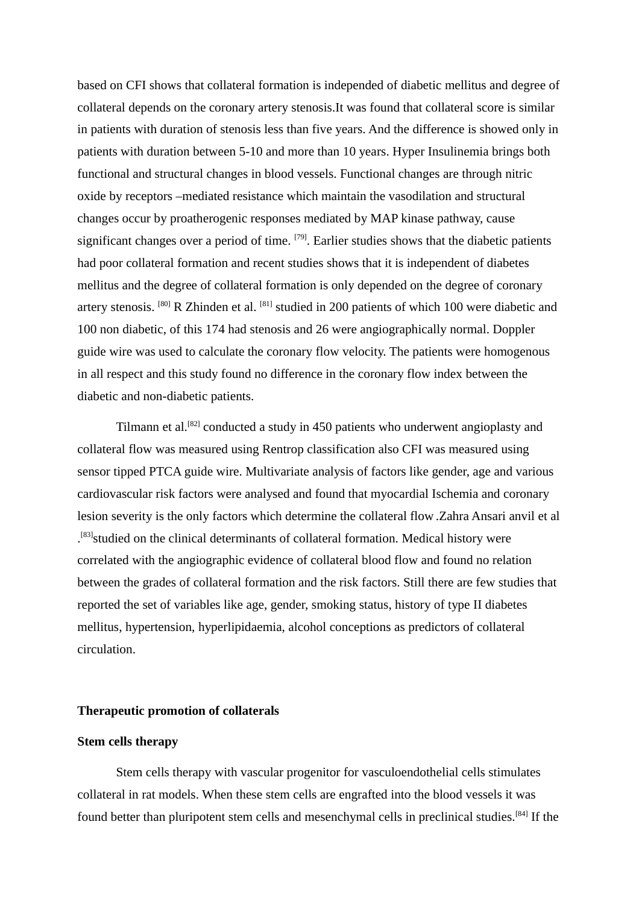based on CFI shows that collateral formation is independed of diabetic mellitus and degree of collateral depends on the coronary artery stenosis.It was found that collateral score is similar in patients with duration of stenosis less than five years. And the difference is showed only in patients with duration between 5-10 and more than 10 years. Hyper Insulinemia brings both functional and structural changes in blood vessels. Functional changes are through nitric oxide by receptors –mediated resistance which maintain the vasodilation and structural changes occur by proatherogenic responses mediated by MAP kinase pathway, cause significant changes over a period of time. [79]. Earlier studies shows that the diabetic patients had poor collateral formation and recent studies shows that it is independent of diabetes mellitus and the degree of collateral formation is only depended on the degree of coronary artery stenosis. [80] R Zhinden et al. [81] studied in 200 patients of which 100 were diabetic and 100 non diabetic, of this 174 had stenosis and 26 were angiographically normal. Doppler guide wire was used to calculate the coronary flow velocity. The patients were homogenous in all respect and this study found no difference in the coronary flow index between the diabetic and non-diabetic patients.

Tilmann et al.[82] conducted a study in 450 patients who underwent angioplasty and collateral flow was measured using Rentrop classification also CFI was measured using sensor tipped PTCA guide wire. Multivariate analysis of factors like gender, age and various cardiovascular risk factors were analysed and found that myocardial Ischemia and coronary lesion severity is the only factors which determine the collateral flow .Zahra Ansari anvil et al .[83]studied on the clinical determinants of collateral formation. Medical history were correlated with the angiographic evidence of collateral blood flow and found no relation between the grades of collateral formation and the risk factors. Still there are few studies that reported the set of variables like age, gender, smoking status, history of type II diabetes mellitus, hypertension, hyperlipidaemia, alcohol conceptions as predictors of collateral circulation.

**Therapeutic promotion of collaterals**

**Stem cells therapy**

Stem cells therapy with vascular progenitor for vasculoendothelial cells stimulates collateral in rat models. When these stem cells are engrafted into the blood vessels it was found better than pluripotent stem cells and mesenchymal cells in preclinical studies.[84] If the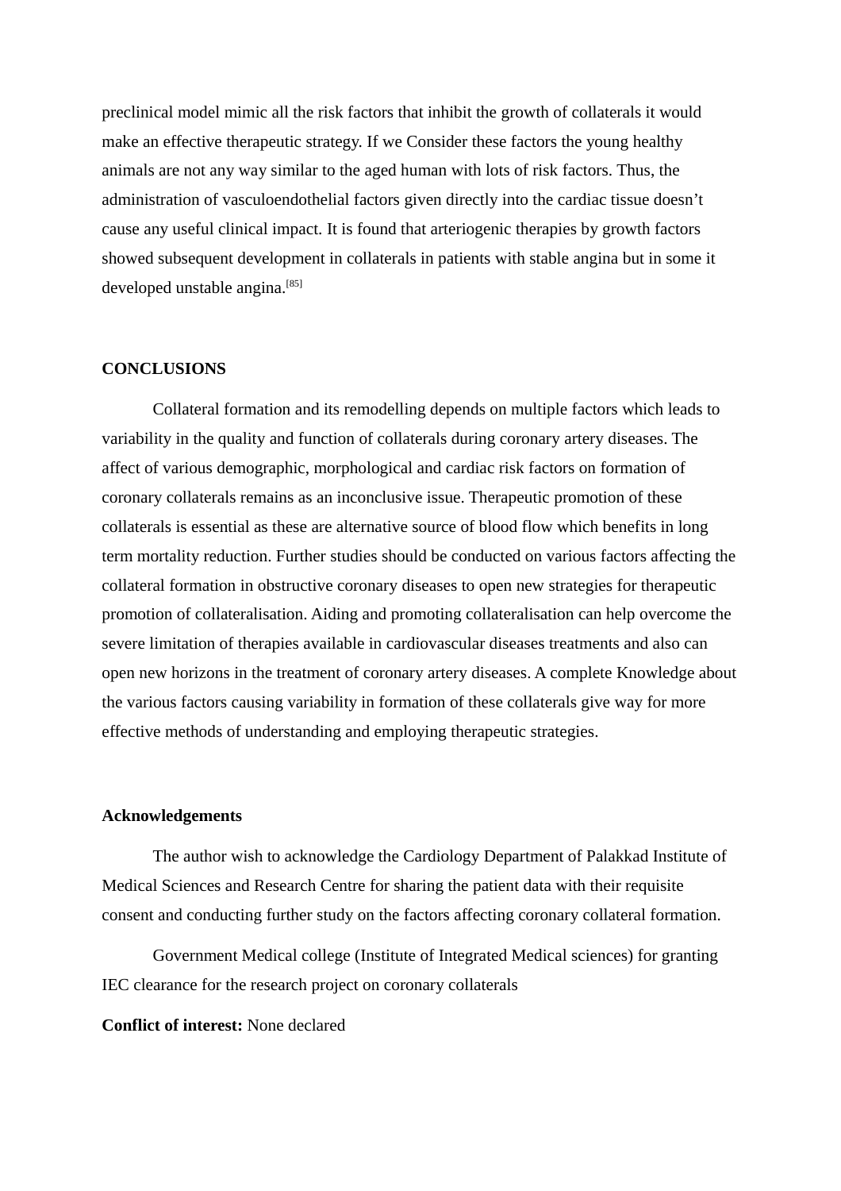preclinical model mimic all the risk factors that inhibit the growth of collaterals it would make an effective therapeutic strategy. If we Consider these factors the young healthy animals are not any way similar to the aged human with lots of risk factors. Thus, the administration of vasculoendothelial factors given directly into the cardiac tissue doesn't cause any useful clinical impact. It is found that arteriogenic therapies by growth factors showed subsequent development in collaterals in patients with stable angina but in some it developed unstable angina.[85]

## CONCLUSIONS

Collateral formation and its remodelling depends on multiple factors which leads to variability in the quality and function of collaterals during coronary artery diseases. The affect of various demographic, morphological and cardiac risk factors on formation of coronary collaterals remains as an inconclusive issue. Therapeutic promotion of these collaterals is essential as these are alternative source of blood flow which benefits in long term mortality reduction. Further studies should be conducted on various factors affecting the collateral formation in obstructive coronary diseases to open new strategies for therapeutic promotion of collateralisation. Aiding and promoting collateralisation can help overcome the severe limitation of therapies available in cardiovascular diseases treatments and also can open new horizons in the treatment of coronary artery diseases. A complete Knowledge about the various factors causing variability in formation of these collaterals give way for more effective methods of understanding and employing therapeutic strategies.

## Acknowledgements

The author wish to acknowledge the Cardiology Department of Palakkad Institute of Medical Sciences and Research Centre for sharing the patient data with their requisite consent and conducting further study on the factors affecting coronary collateral formation.

Government Medical college (Institute of Integrated Medical sciences) for granting IEC clearance for the research project on coronary collaterals

**Conflict of interest:** None declared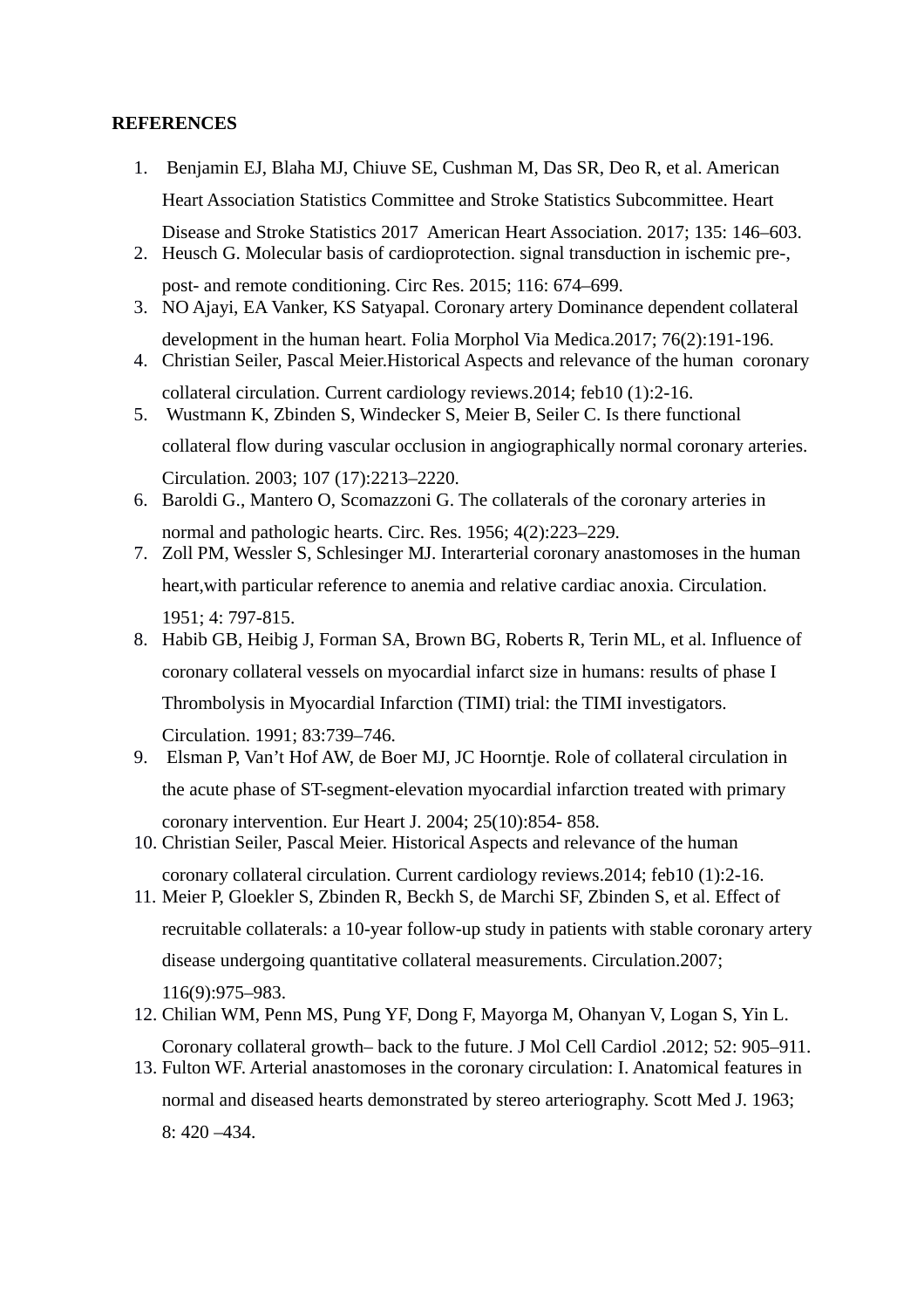**REFERENCES**

1. Benjamin EJ, Blaha MJ, Chiuve SE, Cushman M, Das SR, Deo R, et al. American Heart Association Statistics Committee and Stroke Statistics Subcommittee. Heart Disease and Stroke Statistics 2017 American Heart Association. 2017; 135: 146–603.
2. Heusch G. Molecular basis of cardioprotection. signal transduction in ischemic pre-, post- and remote conditioning. Circ Res. 2015; 116: 674–699.
3. NO Ajayi, EA Vanker, KS Satyapal. Coronary artery Dominance dependent collateral development in the human heart. Folia Morphol Via Medica.2017; 76(2):191-196.
4. Christian Seiler, Pascal Meier.Historical Aspects and relevance of the human coronary collateral circulation. Current cardiology reviews.2014; feb10 (1):2-16.
5. Wustmann K, Zbinden S, Windecker S, Meier B, Seiler C. Is there functional collateral flow during vascular occlusion in angiographically normal coronary arteries. Circulation. 2003; 107 (17):2213–2220.
6. Baroldi G., Mantero O, Scomazzoni G. The collaterals of the coronary arteries in normal and pathologic hearts. Circ. Res. 1956; 4(2):223–229.
7. Zoll PM, Wessler S, Schlesinger MJ. Interarterial coronary anastomoses in the human heart,with particular reference to anemia and relative cardiac anoxia. Circulation. 1951; 4: 797-815.
8. Habib GB, Heibig J, Forman SA, Brown BG, Roberts R, Terin ML, et al. Influence of coronary collateral vessels on myocardial infarct size in humans: results of phase I Thrombolysis in Myocardial Infarction (TIMI) trial: the TIMI investigators. Circulation. 1991; 83:739–746.
9. Elsman P, Van't Hof AW, de Boer MJ, JC Hoorntje. Role of collateral circulation in the acute phase of ST-segment-elevation myocardial infarction treated with primary coronary intervention. Eur Heart J. 2004; 25(10):854- 858.
10. Christian Seiler, Pascal Meier. Historical Aspects and relevance of the human coronary collateral circulation. Current cardiology reviews.2014; feb10 (1):2-16.
11. Meier P, Gloekler S, Zbinden R, Beckh S, de Marchi SF, Zbinden S, et al. Effect of recruitable collaterals: a 10-year follow-up study in patients with stable coronary artery disease undergoing quantitative collateral measurements. Circulation.2007; 116(9):975–983.
12. Chilian WM, Penn MS, Pung YF, Dong F, Mayorga M, Ohanyan V, Logan S, Yin L. Coronary collateral growth– back to the future. J Mol Cell Cardiol .2012; 52: 905–911.
13. Fulton WF. Arterial anastomoses in the coronary circulation: I. Anatomical features in normal and diseased hearts demonstrated by stereo arteriography. Scott Med J. 1963; 8: 420 –434.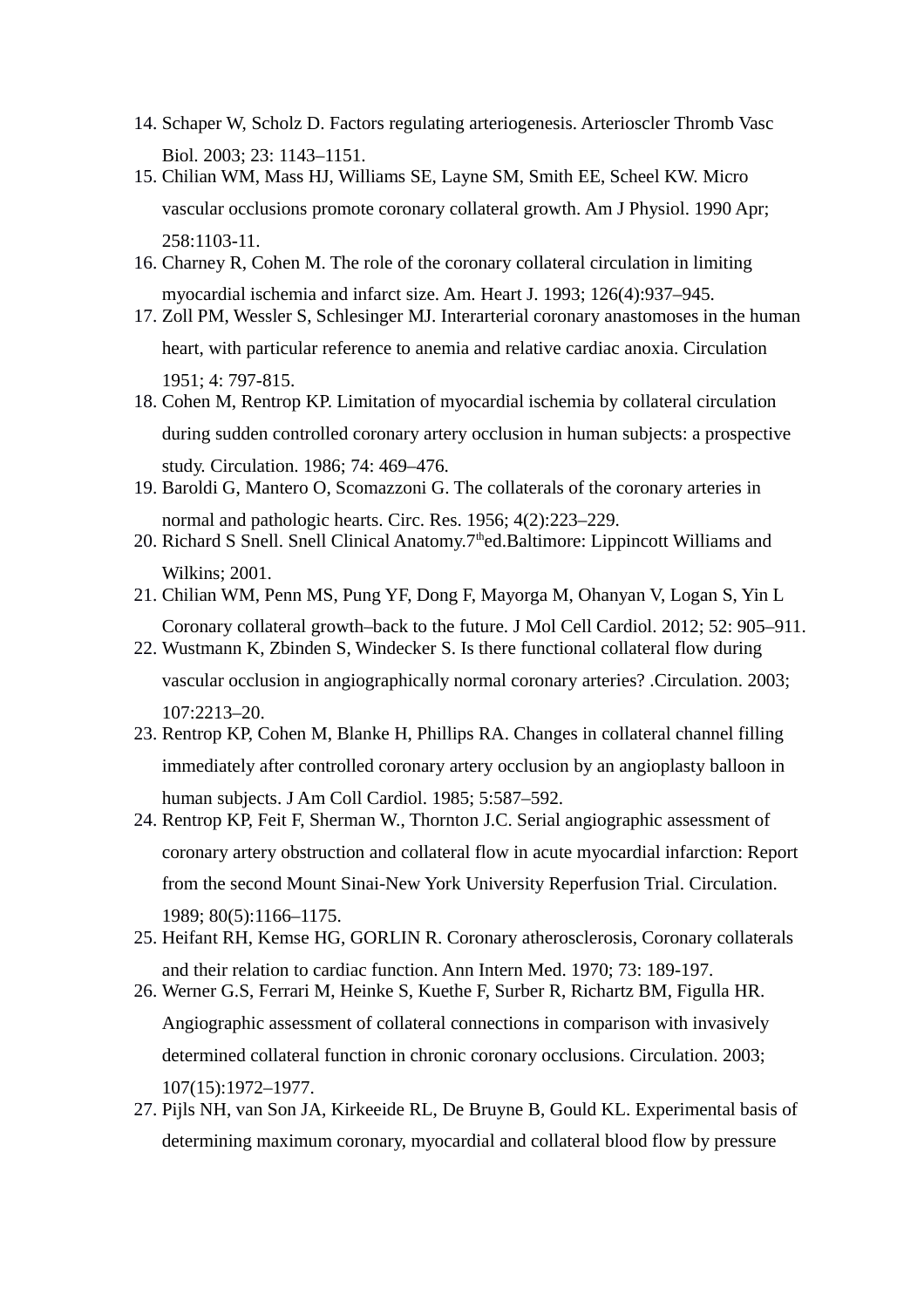14. Schaper W, Scholz D. Factors regulating arteriogenesis. Arterioscler Thromb Vasc Biol. 2003; 23: 1143–1151.
15. Chilian WM, Mass HJ, Williams SE, Layne SM, Smith EE, Scheel KW. Micro vascular occlusions promote coronary collateral growth. Am J Physiol. 1990 Apr; 258:1103-11.
16. Charney R, Cohen M. The role of the coronary collateral circulation in limiting myocardial ischemia and infarct size. Am. Heart J. 1993; 126(4):937–945.
17. Zoll PM, Wessler S, Schlesinger MJ. Interarterial coronary anastomoses in the human heart, with particular reference to anemia and relative cardiac anoxia. Circulation 1951; 4: 797-815.
18. Cohen M, Rentrop KP. Limitation of myocardial ischemia by collateral circulation during sudden controlled coronary artery occlusion in human subjects: a prospective study. Circulation. 1986; 74: 469–476.
19. Baroldi G, Mantero O, Scomazzoni G. The collaterals of the coronary arteries in normal and pathologic hearts. Circ. Res. 1956; 4(2):223–229.
20. Richard S Snell. Snell Clinical Anatomy.7th ed.Baltimore: Lippincott Williams and Wilkins; 2001.
21. Chilian WM, Penn MS, Pung YF, Dong F, Mayorga M, Ohanyan V, Logan S, Yin L Coronary collateral growth–back to the future. J Mol Cell Cardiol. 2012; 52: 905–911.
22. Wustmann K, Zbinden S, Windecker S. Is there functional collateral flow during vascular occlusion in angiographically normal coronary arteries? .Circulation. 2003; 107:2213–20.
23. Rentrop KP, Cohen M, Blanke H, Phillips RA. Changes in collateral channel filling immediately after controlled coronary artery occlusion by an angioplasty balloon in human subjects. J Am Coll Cardiol. 1985; 5:587–592.
24. Rentrop KP, Feit F, Sherman W., Thornton J.C. Serial angiographic assessment of coronary artery obstruction and collateral flow in acute myocardial infarction: Report from the second Mount Sinai-New York University Reperfusion Trial. Circulation. 1989; 80(5):1166–1175.
25. Heifant RH, Kemse HG, GORLIN R. Coronary atherosclerosis, Coronary collaterals and their relation to cardiac function. Ann Intern Med. 1970; 73: 189-197.
26. Werner G.S, Ferrari M, Heinke S, Kuethe F, Surber R, Richartz BM, Figulla HR. Angiographic assessment of collateral connections in comparison with invasively determined collateral function in chronic coronary occlusions. Circulation. 2003; 107(15):1972–1977.
27. Pijls NH, van Son JA, Kirkeeide RL, De Bruyne B, Gould KL. Experimental basis of determining maximum coronary, myocardial and collateral blood flow by pressure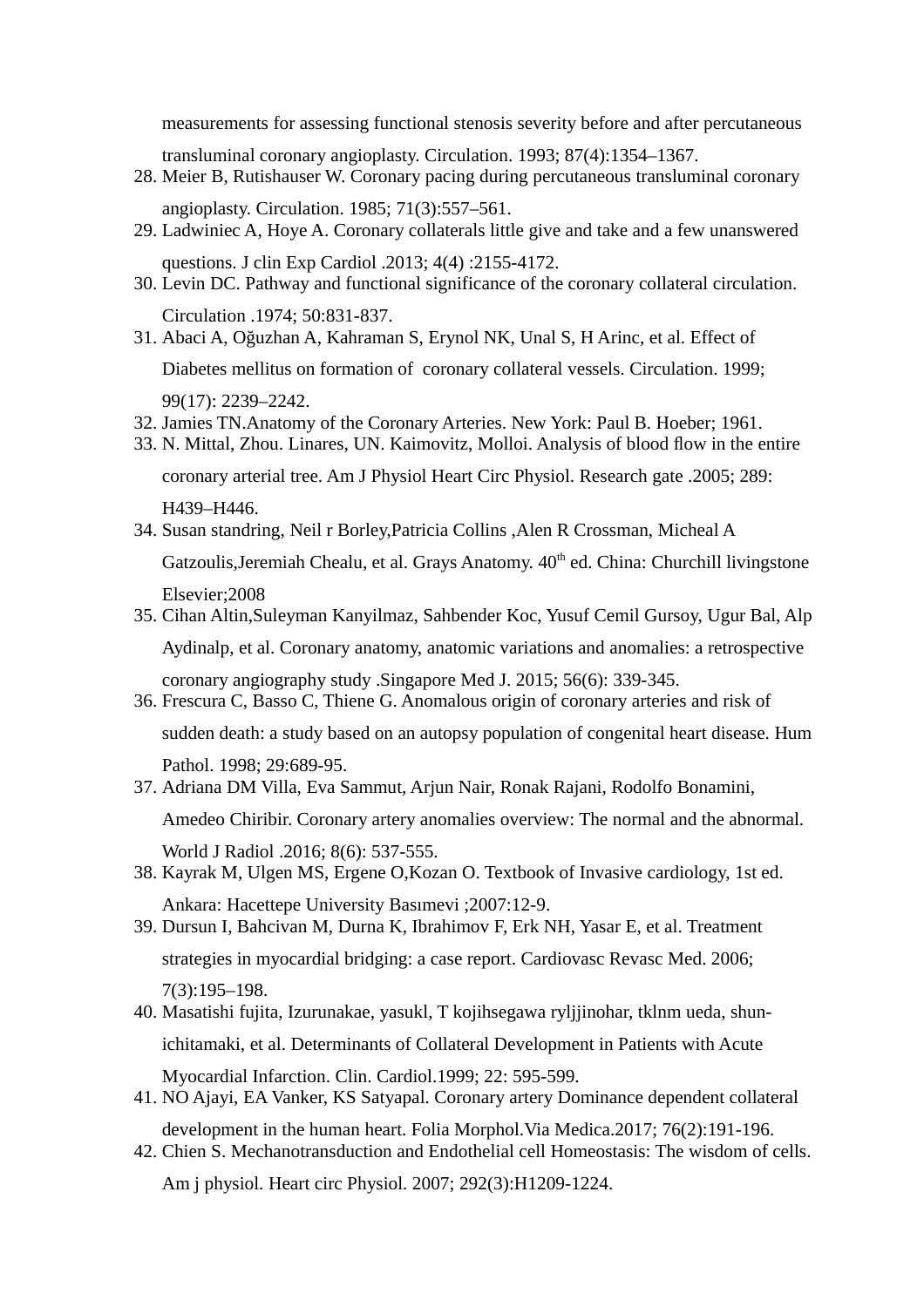measurements for assessing functional stenosis severity before and after percutaneous transluminal coronary angioplasty. Circulation. 1993; 87(4):1354–1367.

28. Meier B, Rutishauser W. Coronary pacing during percutaneous transluminal coronary angioplasty. Circulation. 1985; 71(3):557–561.
29. Ladwiniec A, Hoye A. Coronary collaterals little give and take and a few unanswered questions. J clin Exp Cardiol .2013; 4(4) :2155-4172.
30. Levin DC. Pathway and functional significance of the coronary collateral circulation. Circulation .1974; 50:831-837.
31. Abaci A, Oğuzhan A, Kahraman S, Erynol NK, Unal S, H Arinc, et al. Effect of Diabetes mellitus on formation of coronary collateral vessels. Circulation. 1999; 99(17): 2239–2242.
32. Jamies TN.Anatomy of the Coronary Arteries. New York: Paul B. Hoeber; 1961.
33. N. Mittal, Zhou. Linares, UN. Kaimovitz, Molloi. Analysis of blood flow in the entire coronary arterial tree. Am J Physiol Heart Circ Physiol. Research gate .2005; 289: H439–H446.
34. Susan standring, Neil r Borley,Patricia Collins ,Alen R Crossman, Micheal A Gatzoulis,Jeremiah Chealu, et al. Grays Anatomy. 40th ed. China: Churchill livingstone Elsevier;2008
35. Cihan Altin,Suleyman Kanyilmaz, Sahbender Koc, Yusuf Cemil Gursoy, Ugur Bal, Alp Aydinalp, et al. Coronary anatomy, anatomic variations and anomalies: a retrospective coronary angiography study .Singapore Med J. 2015; 56(6): 339-345.
36. Frescura C, Basso C, Thiene G. Anomalous origin of coronary arteries and risk of sudden death: a study based on an autopsy population of congenital heart disease. Hum Pathol. 1998; 29:689-95.
37. Adriana DM Villa, Eva Sammut, Arjun Nair, Ronak Rajani, Rodolfo Bonamini, Amedeo Chiribir. Coronary artery anomalies overview: The normal and the abnormal. World J Radiol .2016; 8(6): 537-555.
38. Kayrak M, Ulgen MS, Ergene O,Kozan O. Textbook of Invasive cardiology, 1st ed. Ankara: Hacettepe University Basımevi ;2007:12-9.
39. Dursun I, Bahcivan M, Durna K, Ibrahimov F, Erk NH, Yasar E, et al. Treatment strategies in myocardial bridging: a case report. Cardiovasc Revasc Med. 2006; 7(3):195–198.
40. Masatishi fujita, Izurunakae, yasukl, T kojihsegawa ryljjinohar, tklnm ueda, shun-ichitamaki, et al. Determinants of Collateral Development in Patients with Acute Myocardial Infarction. Clin. Cardiol.1999; 22: 595-599.
41. NO Ajayi, EA Vanker, KS Satyapal. Coronary artery Dominance dependent collateral development in the human heart. Folia Morphol.Via Medica.2017; 76(2):191-196.
42. Chien S. Mechanotransduction and Endothelial cell Homeostasis: The wisdom of cells. Am j physiol. Heart circ Physiol. 2007; 292(3):H1209-1224.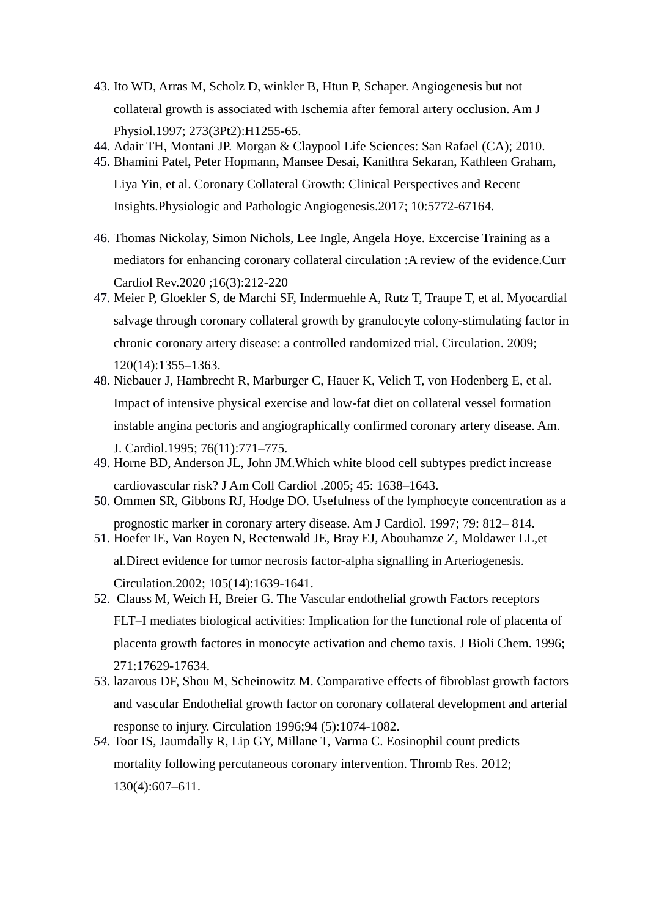43. Ito WD, Arras M, Scholz D, winkler B, Htun P, Schaper. Angiogenesis but not collateral growth is associated with Ischemia after femoral artery occlusion. Am J Physiol.1997; 273(3Pt2):H1255-65.
44. Adair TH, Montani JP. Morgan & Claypool Life Sciences: San Rafael (CA); 2010.
45. Bhamini Patel, Peter Hopmann, Mansee Desai, Kanithra Sekaran, Kathleen Graham, Liya Yin, et al. Coronary Collateral Growth: Clinical Perspectives and Recent Insights.Physiologic and Pathologic Angiogenesis.2017; 10:5772-67164.
46. Thomas Nickolay, Simon Nichols, Lee Ingle, Angela Hoye. Excercise Training as a mediators for enhancing coronary collateral circulation :A review of the evidence.Curr Cardiol Rev.2020 ;16(3):212-220
47. Meier P, Gloekler S, de Marchi SF, Indermuehle A, Rutz T, Traupe T, et al. Myocardial salvage through coronary collateral growth by granulocyte colony-stimulating factor in chronic coronary artery disease: a controlled randomized trial. Circulation. 2009; 120(14):1355–1363.
48. Niebauer J, Hambrecht R, Marburger C, Hauer K, Velich T, von Hodenberg E, et al. Impact of intensive physical exercise and low-fat diet on collateral vessel formation instable angina pectoris and angiographically confirmed coronary artery disease. Am. J. Cardiol.1995; 76(11):771–775.
49. Horne BD, Anderson JL, John JM.Which white blood cell subtypes predict increase cardiovascular risk? J Am Coll Cardiol .2005; 45: 1638–1643.
50. Ommen SR, Gibbons RJ, Hodge DO. Usefulness of the lymphocyte concentration as a prognostic marker in coronary artery disease. Am J Cardiol. 1997; 79: 812– 814.
51. Hoefer IE, Van Royen N, Rectenwald JE, Bray EJ, Abouhamze Z, Moldawer LL,et al.Direct evidence for tumor necrosis factor-alpha signalling in Arteriogenesis. Circulation.2002; 105(14):1639-1641.
52. Clauss M, Weich H, Breier G. The Vascular endothelial growth Factors receptors FLT–I mediates biological activities: Implication for the functional role of placenta of placenta growth factores in monocyte activation and chemo taxis. J Bioli Chem. 1996; 271:17629-17634.
53. lazarous DF, Shou M, Scheinowitz M. Comparative effects of fibroblast growth factors and vascular Endothelial growth factor on coronary collateral development and arterial response to injury. Circulation 1996;94 (5):1074-1082.
54. Toor IS, Jaumdally R, Lip GY, Millane T, Varma C. Eosinophil count predicts mortality following percutaneous coronary intervention. Thromb Res. 2012; 130(4):607–611.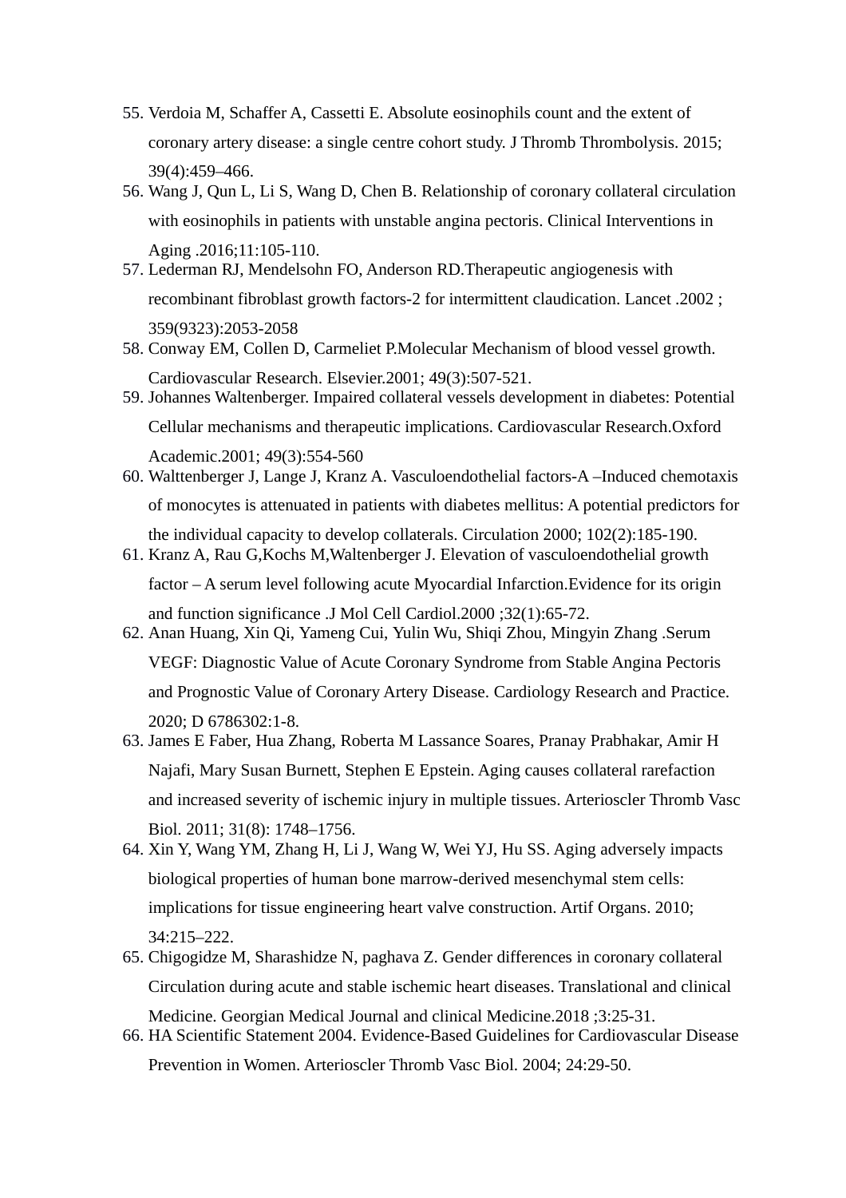55. Verdoia M, Schaffer A, Cassetti E. Absolute eosinophils count and the extent of coronary artery disease: a single centre cohort study. J Thromb Thrombolysis. 2015; 39(4):459–466.
56. Wang J, Qun L, Li S, Wang D, Chen B. Relationship of coronary collateral circulation with eosinophils in patients with unstable angina pectoris. Clinical Interventions in Aging .2016;11:105-110.
57. Lederman RJ, Mendelsohn FO, Anderson RD.Therapeutic angiogenesis with recombinant fibroblast growth factors-2 for intermittent claudication. Lancet .2002 ; 359(9323):2053-2058
58. Conway EM, Collen D, Carmeliet P.Molecular Mechanism of blood vessel growth. Cardiovascular Research. Elsevier.2001; 49(3):507-521.
59. Johannes Waltenberger. Impaired collateral vessels development in diabetes: Potential Cellular mechanisms and therapeutic implications. Cardiovascular Research.Oxford Academic.2001; 49(3):554-560
60. Walttenberger J, Lange J, Kranz A. Vasculoendothelial factors-A –Induced chemotaxis of monocytes is attenuated in patients with diabetes mellitus: A potential predictors for the individual capacity to develop collaterals. Circulation 2000; 102(2):185-190.
61. Kranz A, Rau G,Kochs M,Waltenberger J. Elevation of vasculoendothelial growth factor – A serum level following acute Myocardial Infarction.Evidence for its origin and function significance .J Mol Cell Cardiol.2000 ;32(1):65-72.
62. Anan Huang, Xin Qi, Yameng Cui, Yulin Wu, Shiqi Zhou, Mingyin Zhang .Serum VEGF: Diagnostic Value of Acute Coronary Syndrome from Stable Angina Pectoris and Prognostic Value of Coronary Artery Disease. Cardiology Research and Practice. 2020; D 6786302:1-8.
63. James E Faber, Hua Zhang, Roberta M Lassance Soares, Pranay Prabhakar, Amir H Najafi, Mary Susan Burnett, Stephen E Epstein. Aging causes collateral rarefaction and increased severity of ischemic injury in multiple tissues. Arterioscler Thromb Vasc Biol. 2011; 31(8): 1748–1756.
64. Xin Y, Wang YM, Zhang H, Li J, Wang W, Wei YJ, Hu SS. Aging adversely impacts biological properties of human bone marrow-derived mesenchymal stem cells: implications for tissue engineering heart valve construction. Artif Organs. 2010; 34:215–222.
65. Chigogidze M, Sharashidze N, paghava Z. Gender differences in coronary collateral Circulation during acute and stable ischemic heart diseases. Translational and clinical Medicine. Georgian Medical Journal and clinical Medicine.2018 ;3:25-31.
66. HA Scientific Statement 2004. Evidence-Based Guidelines for Cardiovascular Disease Prevention in Women. Arterioscler Thromb Vasc Biol. 2004; 24:29-50.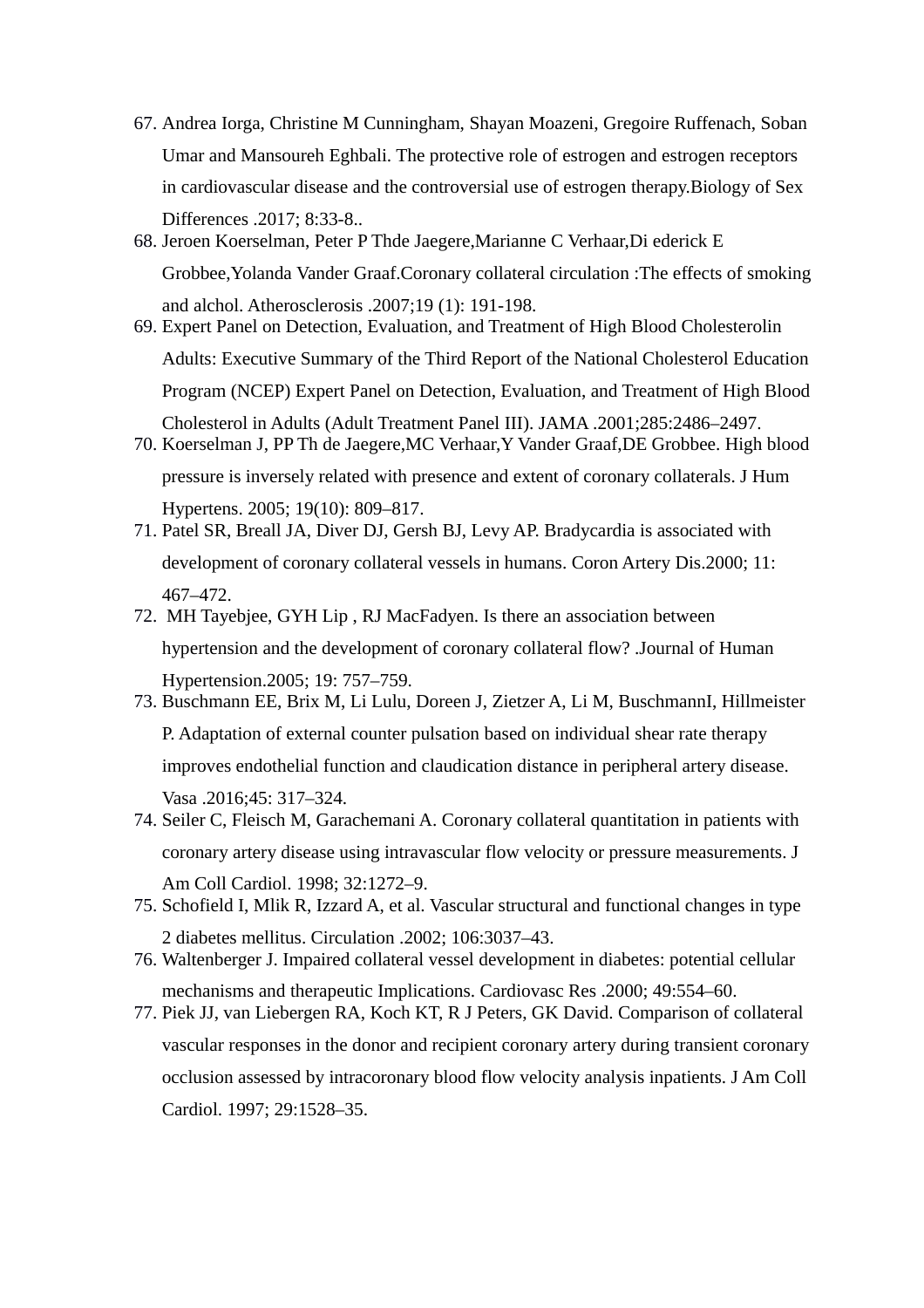67. Andrea Iorga, Christine M Cunningham, Shayan Moazeni, Gregoire Ruffenach, Soban Umar and Mansoureh Eghbali. The protective role of estrogen and estrogen receptors in cardiovascular disease and the controversial use of estrogen therapy.Biology of Sex Differences .2017; 8:33-8..
68. Jeroen Koerselman, Peter P Thde Jaegere,Marianne C Verhaar,Di ederick E Grobbee,Yolanda Vander Graaf.Coronary collateral circulation :The effects of smoking and alchol. Atherosclerosis .2007;19 (1): 191-198.
69. Expert Panel on Detection, Evaluation, and Treatment of High Blood Cholesterolin Adults: Executive Summary of the Third Report of the National Cholesterol Education Program (NCEP) Expert Panel on Detection, Evaluation, and Treatment of High Blood Cholesterol in Adults (Adult Treatment Panel III). JAMA .2001;285:2486–2497.
70. Koerselman J, PP Th de Jaegere,MC Verhaar,Y Vander Graaf,DE Grobbee. High blood pressure is inversely related with presence and extent of coronary collaterals. J Hum Hypertens. 2005; 19(10): 809–817.
71. Patel SR, Breall JA, Diver DJ, Gersh BJ, Levy AP. Bradycardia is associated with development of coronary collateral vessels in humans. Coron Artery Dis.2000; 11: 467–472.
72. MH Tayebjee, GYH Lip , RJ MacFadyen. Is there an association between hypertension and the development of coronary collateral flow? .Journal of Human Hypertension.2005; 19: 757–759.
73. Buschmann EE, Brix M, Li Lulu, Doreen J, Zietzer A, Li M, BuschmannI, Hillmeister P. Adaptation of external counter pulsation based on individual shear rate therapy improves endothelial function and claudication distance in peripheral artery disease. Vasa .2016;45: 317–324.
74. Seiler C, Fleisch M, Garachemani A. Coronary collateral quantitation in patients with coronary artery disease using intravascular flow velocity or pressure measurements. J Am Coll Cardiol. 1998; 32:1272–9.
75. Schofield I, Mlik R, Izzard A, et al. Vascular structural and functional changes in type 2 diabetes mellitus. Circulation .2002; 106:3037–43.
76. Waltenberger J. Impaired collateral vessel development in diabetes: potential cellular mechanisms and therapeutic Implications. Cardiovasc Res .2000; 49:554–60.
77. Piek JJ, van Liebergen RA, Koch KT, R J Peters, GK David. Comparison of collateral vascular responses in the donor and recipient coronary artery during transient coronary occlusion assessed by intracoronary blood flow velocity analysis inpatients. J Am Coll Cardiol. 1997; 29:1528–35.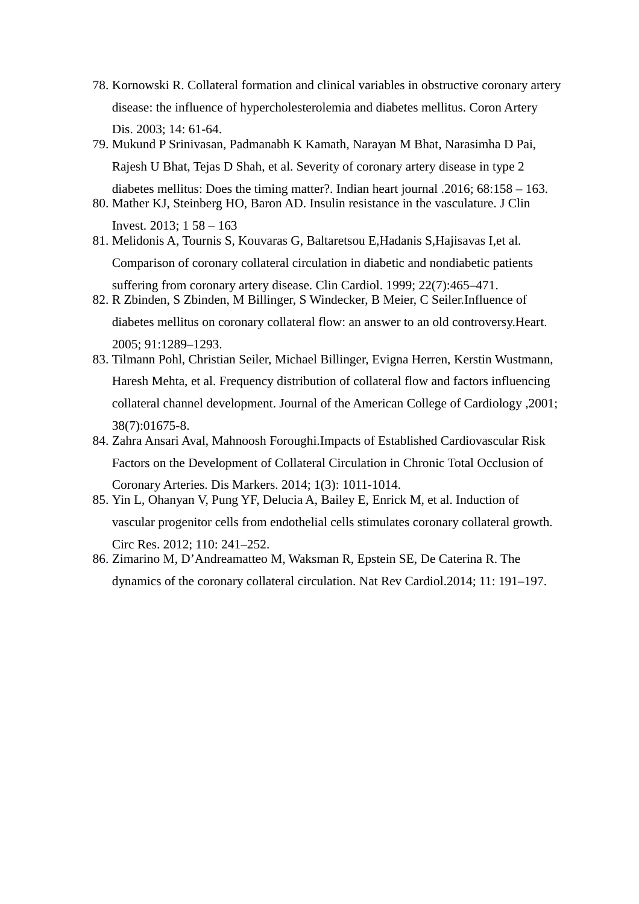78. Kornowski R. Collateral formation and clinical variables in obstructive coronary artery disease: the influence of hypercholesterolemia and diabetes mellitus. Coron Artery Dis. 2003; 14: 61-64.
79. Mukund P Srinivasan, Padmanabh K Kamath, Narayan M Bhat, Narasimha D Pai, Rajesh U Bhat, Tejas D Shah, et al. Severity of coronary artery disease in type 2 diabetes mellitus: Does the timing matter?. Indian heart journal .2016; 68:158 – 163.
80. Mather KJ, Steinberg HO, Baron AD. Insulin resistance in the vasculature. J Clin Invest. 2013; 1 58 – 163
81. Melidonis A, Tournis S, Kouvaras G, Baltaretsou E,Hadanis S,Hajisavas I,et al. Comparison of coronary collateral circulation in diabetic and nondiabetic patients suffering from coronary artery disease. Clin Cardiol. 1999; 22(7):465–471.
82. R Zbinden, S Zbinden, M Billinger, S Windecker, B Meier, C Seiler.Influence of diabetes mellitus on coronary collateral flow: an answer to an old controversy.Heart. 2005; 91:1289–1293.
83. Tilmann Pohl, Christian Seiler, Michael Billinger, Evigna Herren, Kerstin Wustmann, Haresh Mehta, et al. Frequency distribution of collateral flow and factors influencing collateral channel development. Journal of the American College of Cardiology ,2001; 38(7):01675-8.
84. Zahra Ansari Aval, Mahnoosh Foroughi.Impacts of Established Cardiovascular Risk Factors on the Development of Collateral Circulation in Chronic Total Occlusion of Coronary Arteries. Dis Markers. 2014; 1(3): 1011-1014.
85. Yin L, Ohanyan V, Pung YF, Delucia A, Bailey E, Enrick M, et al. Induction of vascular progenitor cells from endothelial cells stimulates coronary collateral growth. Circ Res. 2012; 110: 241–252.
86. Zimarino M, D'Andreamatteo M, Waksman R, Epstein SE, De Caterina R. The dynamics of the coronary collateral circulation. Nat Rev Cardiol.2014; 11: 191–197.